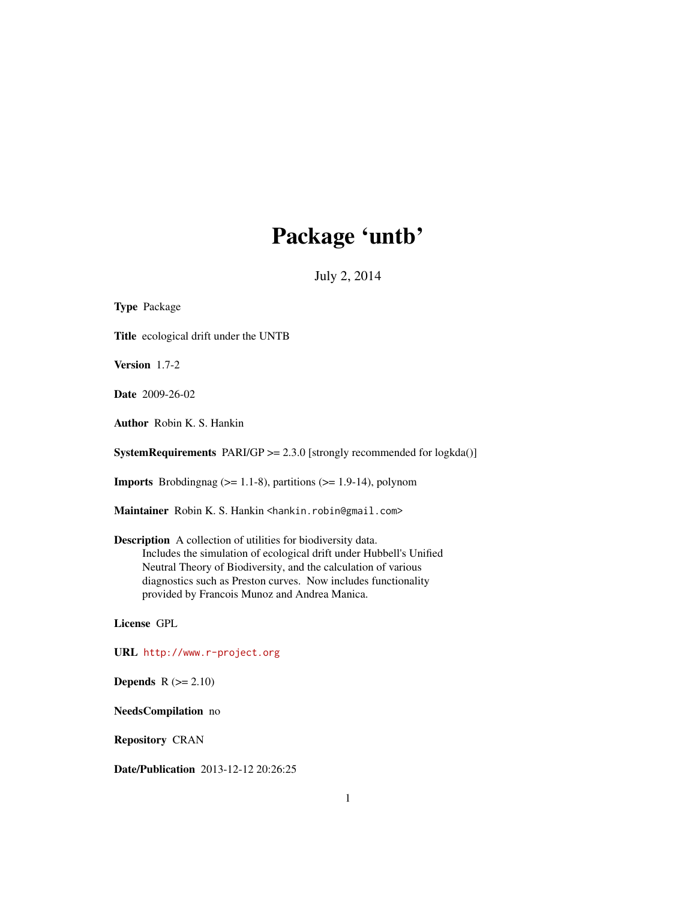# Package 'untb'

July 2, 2014

**Type** Package

**Title** ecological drift under the UNTB

**Version** 1.7-2

**Date** 2009-26-02

**Author** Robin K. S. Hankin

**SystemRequirements** PARI/GP >= 2.3.0 [strongly recommended for logkda()]

**Imports** Brobdingnag (>= 1.1-8), partitions (>= 1.9-14), polynom

**Maintainer** Robin K. S. Hankin <hankin.robin@gmail.com>

**Description** A collection of utilities for biodiversity data.
Includes the simulation of ecological drift under Hubbell's Unified
Neutral Theory of Biodiversity, and the calculation of various
diagnostics such as Preston curves. Now includes functionality
provided by Francois Munoz and Andrea Manica.

**License** GPL

**URL** http://www.r-project.org

**Depends** R (>= 2.10)

**NeedsCompilation** no

**Repository** CRAN

**Date/Publication** 2013-12-12 20:26:25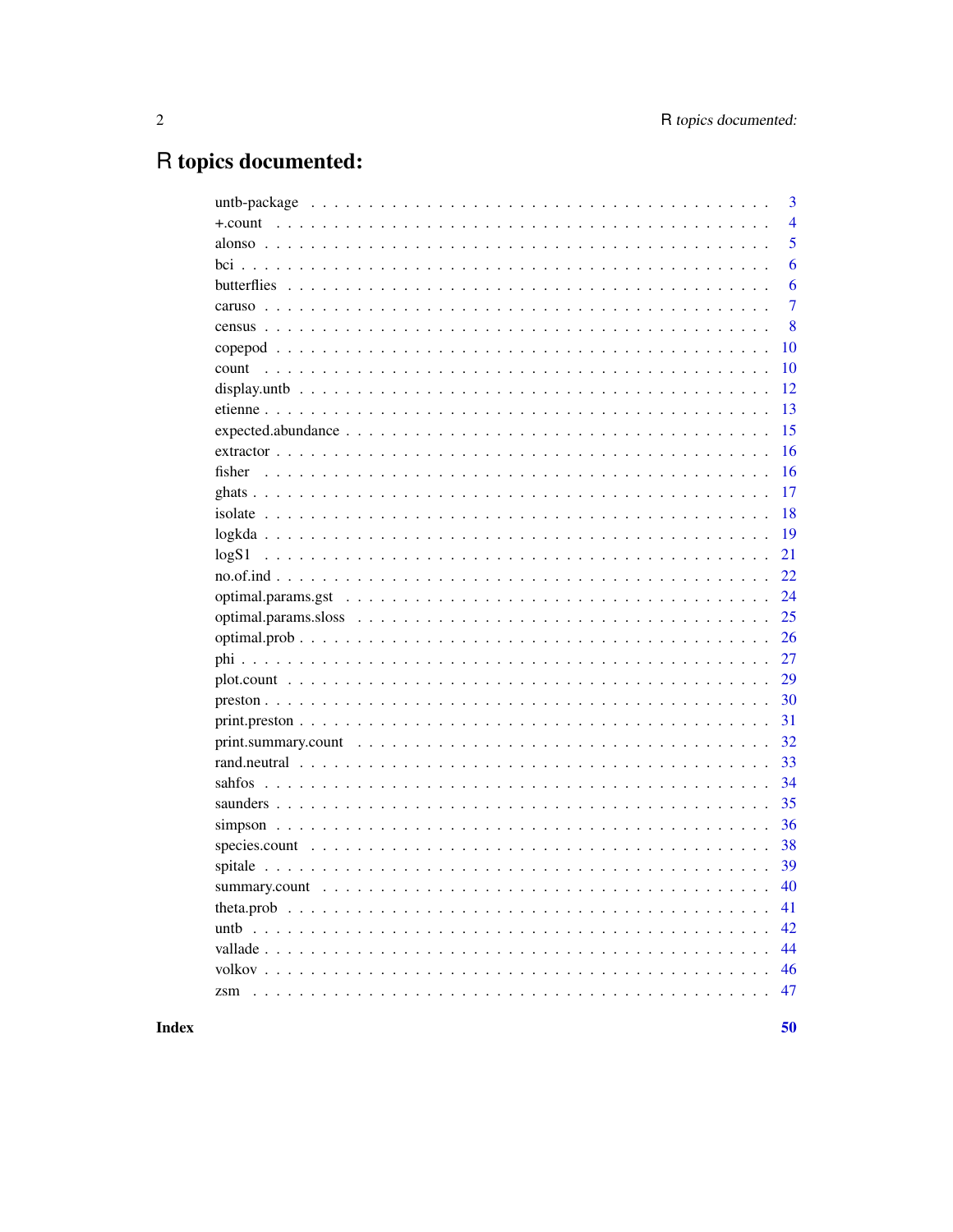# R topics documented:

| | |
|---|---|
| untb-package | 3 |
| +.count | 4 |
| alonso | 5 |
| bci | 6 |
| butterflies | 6 |
| caruso | 7 |
| census | 8 |
| copepod | 10 |
| count | 10 |
| display.untb | 12 |
| etienne | 13 |
| expected.abundance | 15 |
| extractor | 16 |
| fisher | 16 |
| ghats | 17 |
| isolate | 18 |
| logkda | 19 |
| logS1 | 21 |
| no.of.ind | 22 |
| optimal.params.gst | 24 |
| optimal.params.sloss | 25 |
| optimal.prob | 26 |
| phi | 27 |
| plot.count | 29 |
| preston | 30 |
| print.preston | 31 |
| print.summary.count | 32 |
| rand.neutral | 33 |
| sahfos | 34 |
| saunders | 35 |
| simpson | 36 |
| species.count | 38 |
| spitale | 39 |
| summary.count | 40 |
| theta.prob | 41 |
| untb | 42 |
| vallade | 44 |
| volkov | 46 |
| zsm | 47 |
| **Index** | **50** |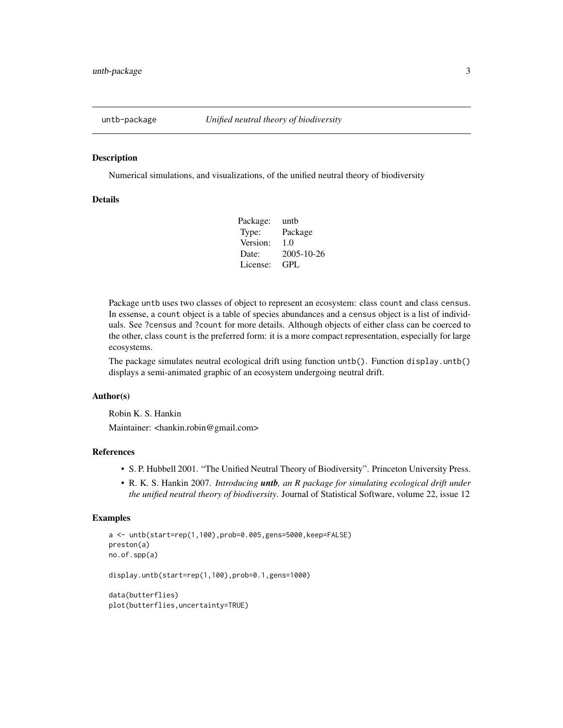# untb-package — *Unified neutral theory of biodiversity*

## Description

Numerical simulations, and visualizations, of the unified neutral theory of biodiversity

## Details

| | |
|---|---|
| Package: | untb |
| Type: | Package |
| Version: | 1.0 |
| Date: | 2005-10-26 |
| License: | GPL |

Package `untb` uses two classes of object to represent an ecosystem: class `count` and class `census`. In essense, a `count` object is a table of species abundances and a `census` object is a list of individuals. See `?census` and `?count` for more details. Although objects of either class can be coerced to the other, class `count` is the preferred form: it is a more compact representation, especially for large ecosystems.

The package simulates neutral ecological drift using function `untb()`. Function `display.untb()` displays a semi-animated graphic of an ecosystem undergoing neutral drift.

## Author(s)

Robin K. S. Hankin

Maintainer: <hankin.robin@gmail.com>

## References

- S. P. Hubbell 2001. "The Unified Neutral Theory of Biodiversity". Princeton University Press.
- R. K. S. Hankin 2007. *Introducing **untb**, an R package for simulating ecological drift under the unified neutral theory of biodiversity*. Journal of Statistical Software, volume 22, issue 12

## Examples

```
a <- untb(start=rep(1,100),prob=0.005,gens=5000,keep=FALSE)
preston(a)
no.of.spp(a)

display.untb(start=rep(1,100),prob=0.1,gens=1000)

data(butterflies)
plot(butterflies,uncertainty=TRUE)
```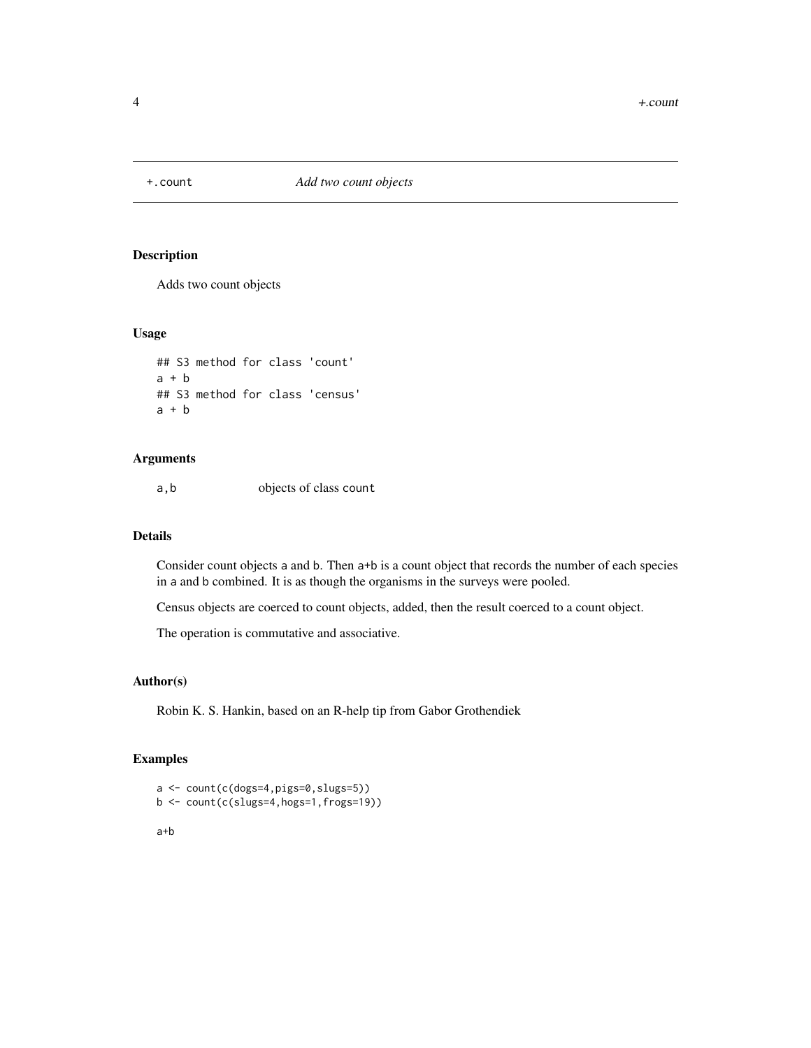# +.count *Add two count objects*

## Description

Adds two count objects

## Usage

```
## S3 method for class 'count'
a + b
## S3 method for class 'census'
a + b
```

## Arguments

| | |
|---|---|
| `a,b` | objects of class `count` |

## Details

Consider count objects `a` and `b`. Then `a+b` is a count object that records the number of each species in `a` and `b` combined. It is as though the organisms in the surveys were pooled.

Census objects are coerced to count objects, added, then the result coerced to a count object.

The operation is commutative and associative.

## Author(s)

Robin K. S. Hankin, based on an R-help tip from Gabor Grothendiek

## Examples

```
a <- count(c(dogs=4,pigs=0,slugs=5))
b <- count(c(slugs=4,hogs=1,frogs=19))

a+b
```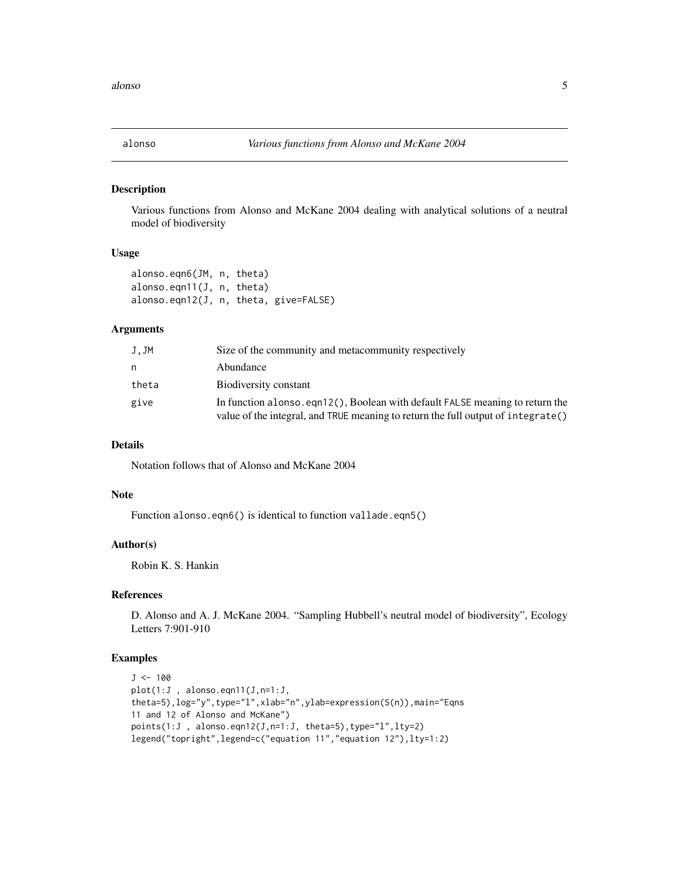# alonso — *Various functions from Alonso and McKane 2004*

## Description

Various functions from Alonso and McKane 2004 dealing with analytical solutions of a neutral model of biodiversity

## Usage

```
alonso.eqn6(JM, n, theta)
alonso.eqn11(J, n, theta)
alonso.eqn12(J, n, theta, give=FALSE)
```

## Arguments

| | |
|---|---|
| J,JM | Size of the community and metacommunity respectively |
| n | Abundance |
| theta | Biodiversity constant |
| give | In function `alonso.eqn12()`, Boolean with default `FALSE` meaning to return the value of the integral, and `TRUE` meaning to return the full output of `integrate()` |

## Details

Notation follows that of Alonso and McKane 2004

## Note

Function `alonso.eqn6()` is identical to function `vallade.eqn5()`

## Author(s)

Robin K. S. Hankin

## References

D. Alonso and A. J. McKane 2004. "Sampling Hubbell's neutral model of biodiversity", Ecology Letters 7:901-910

## Examples

```
J <- 100
plot(1:J , alonso.eqn11(J,n=1:J,
theta=5),log="y",type="l",xlab="n",ylab=expression(S(n)),main="Eqns
11 and 12 of Alonso and McKane")
points(1:J , alonso.eqn12(J,n=1:J, theta=5),type="l",lty=2)
legend("topright",legend=c("equation 11","equation 12"),lty=1:2)
```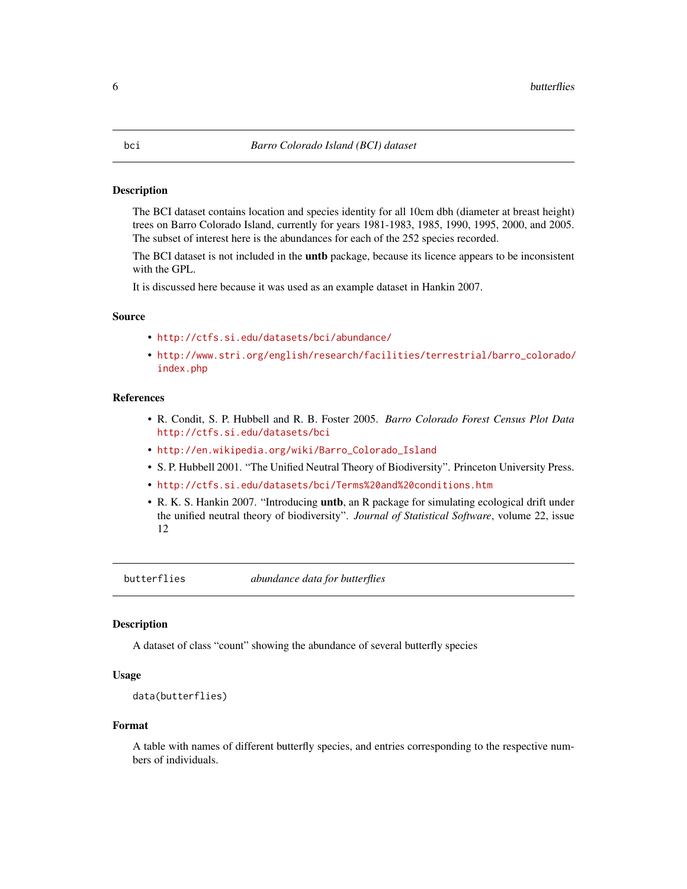## bci — *Barro Colorado Island (BCI) dataset*

### Description

The BCI dataset contains location and species identity for all 10cm dbh (diameter at breast height) trees on Barro Colorado Island, currently for years 1981-1983, 1985, 1990, 1995, 2000, and 2005. The subset of interest here is the abundances for each of the 252 species recorded.

The BCI dataset is not included in the **untb** package, because its licence appears to be inconsistent with the GPL.

It is discussed here because it was used as an example dataset in Hankin 2007.

### Source

- http://ctfs.si.edu/datasets/bci/abundance/
- http://www.stri.org/english/research/facilities/terrestrial/barro_colorado/index.php

### References

- R. Condit, S. P. Hubbell and R. B. Foster 2005. *Barro Colorado Forest Census Plot Data* http://ctfs.si.edu/datasets/bci
- http://en.wikipedia.org/wiki/Barro_Colorado_Island
- S. P. Hubbell 2001. “The Unified Neutral Theory of Biodiversity”. Princeton University Press.
- http://ctfs.si.edu/datasets/bci/Terms%20and%20conditions.htm
- R. K. S. Hankin 2007. “Introducing **untb**, an R package for simulating ecological drift under the unified neutral theory of biodiversity”. *Journal of Statistical Software*, volume 22, issue 12

## butterflies — *abundance data for butterflies*

### Description

A dataset of class “count” showing the abundance of several butterfly species

### Usage

```
data(butterflies)
```

### Format

A table with names of different butterfly species, and entries corresponding to the respective numbers of individuals.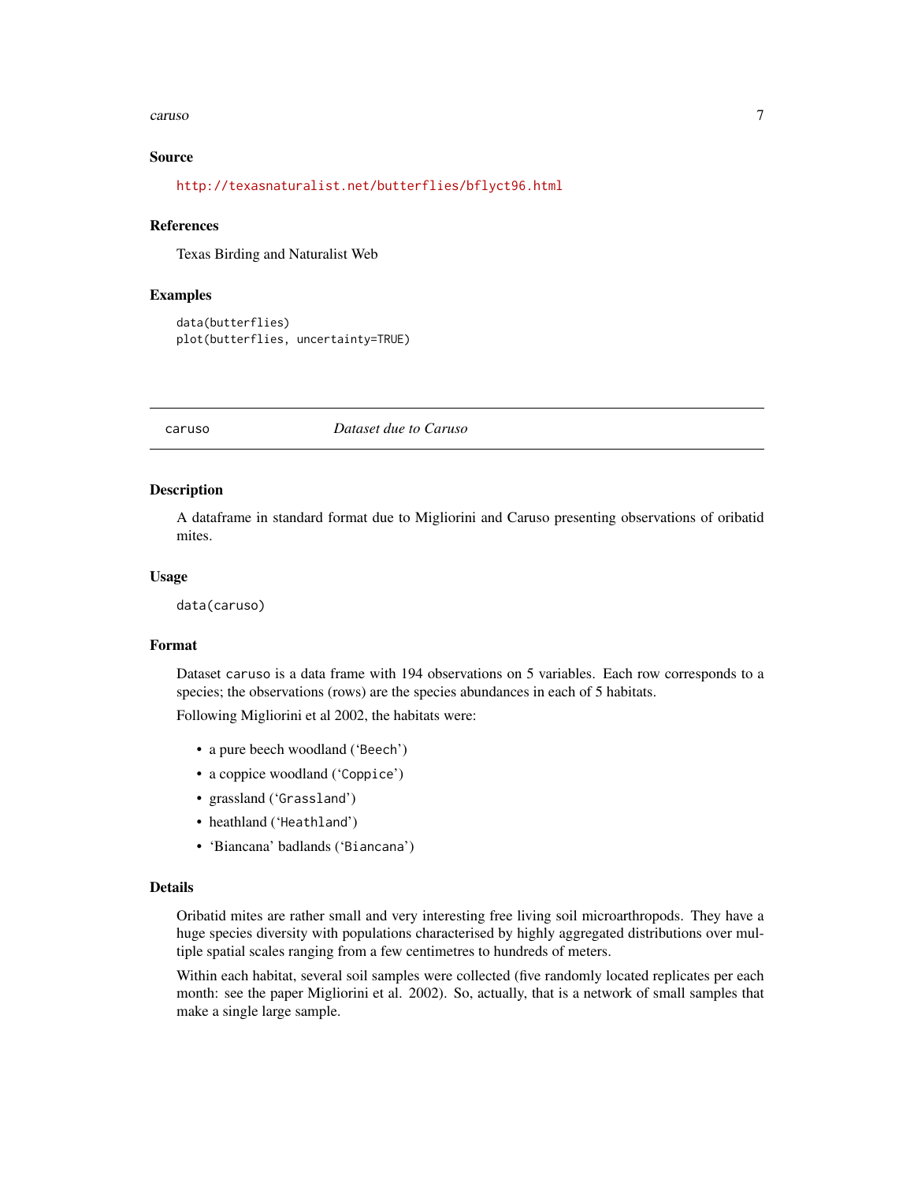### Source

http://texasnaturalist.net/butterflies/bflyct96.html

### References

Texas Birding and Naturalist Web

### Examples

```
data(butterflies)
plot(butterflies, uncertainty=TRUE)
```

---

## caruso — *Dataset due to Caruso*

### Description

A dataframe in standard format due to Migliorini and Caruso presenting observations of oribatid mites.

### Usage

```
data(caruso)
```

### Format

Dataset `caruso` is a data frame with 194 observations on 5 variables. Each row corresponds to a species; the observations (rows) are the species abundances in each of 5 habitats.

Following Migliorini et al 2002, the habitats were:

- a pure beech woodland (‘`Beech`’)
- a coppice woodland (‘`Coppice`’)
- grassland (‘`Grassland`’)
- heathland (‘`Heathland`’)
- ‘Biancana’ badlands (‘`Biancana`’)

### Details

Oribatid mites are rather small and very interesting free living soil microarthropods. They have a huge species diversity with populations characterised by highly aggregated distributions over multiple spatial scales ranging from a few centimetres to hundreds of meters.

Within each habitat, several soil samples were collected (five randomly located replicates per each month: see the paper Migliorini et al. 2002). So, actually, that is a network of small samples that make a single large sample.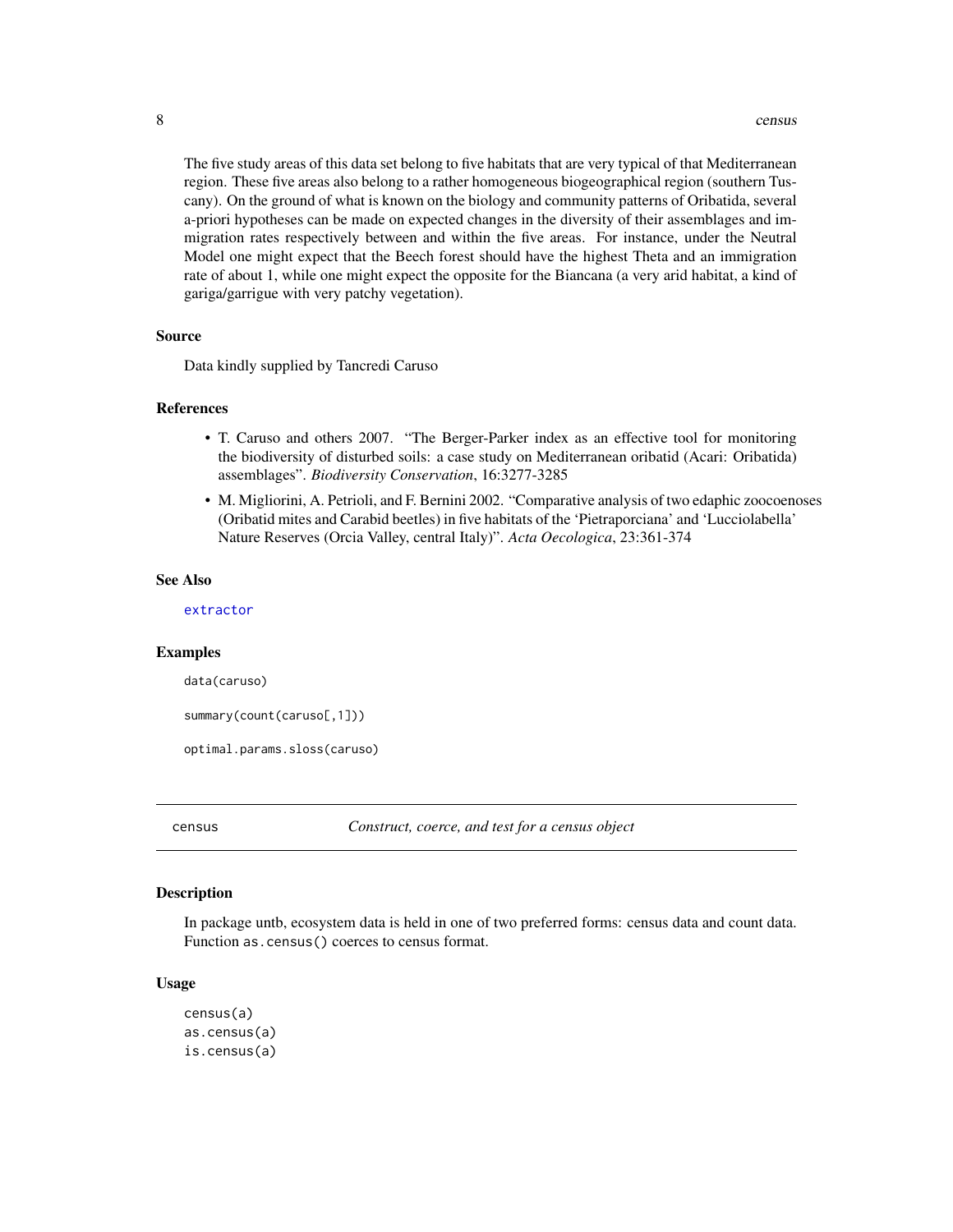The five study areas of this data set belong to five habitats that are very typical of that Mediterranean region. These five areas also belong to a rather homogeneous biogeographical region (southern Tuscany). On the ground of what is known on the biology and community patterns of Oribatida, several a-priori hypotheses can be made on expected changes in the diversity of their assemblages and immigration rates respectively between and within the five areas. For instance, under the Neutral Model one might expect that the Beech forest should have the highest Theta and an immigration rate of about 1, while one might expect the opposite for the Biancana (a very arid habitat, a kind of gariga/garrigue with very patchy vegetation).

### Source

Data kindly supplied by Tancredi Caruso

### References

- T. Caruso and others 2007. "The Berger-Parker index as an effective tool for monitoring the biodiversity of disturbed soils: a case study on Mediterranean oribatid (Acari: Oribatida) assemblages". *Biodiversity Conservation*, 16:3277-3285
- M. Migliorini, A. Petrioli, and F. Bernini 2002. "Comparative analysis of two edaphic zoocoenoses (Oribatid mites and Carabid beetles) in five habitats of the 'Pietraporciana' and 'Lucciolabella' Nature Reserves (Orcia Valley, central Italy)". *Acta Oecologica*, 23:361-374

### See Also

`extractor`

### Examples

```
data(caruso)

summary(count(caruso[,1]))

optimal.params.sloss(caruso)
```

---

## census — *Construct, coerce, and test for a census object*

### Description

In package untb, ecosystem data is held in one of two preferred forms: census data and count data. Function `as.census()` coerces to census format.

### Usage

```
census(a)
as.census(a)
is.census(a)
```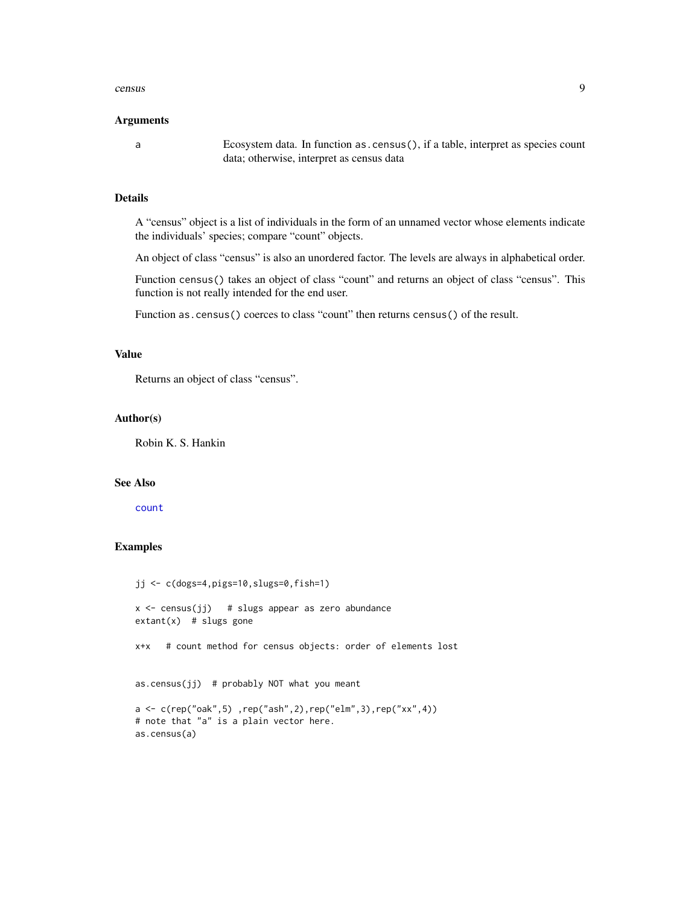## Arguments

a — Ecosystem data. In function `as.census()`, if a table, interpret as species count data; otherwise, interpret as census data

## Details

A "census" object is a list of individuals in the form of an unnamed vector whose elements indicate the individuals' species; compare "count" objects.

An object of class "census" is also an unordered factor. The levels are always in alphabetical order.

Function `census()` takes an object of class "count" and returns an object of class "census". This function is not really intended for the end user.

Function `as.census()` coerces to class "count" then returns `census()` of the result.

## Value

Returns an object of class "census".

## Author(s)

Robin K. S. Hankin

## See Also

`count`

## Examples

```
jj <- c(dogs=4,pigs=10,slugs=0,fish=1)

x <- census(jj)   # slugs appear as zero abundance
extant(x)  # slugs gone

x+x   # count method for census objects: order of elements lost


as.census(jj)  # probably NOT what you meant

a <- c(rep("oak",5) ,rep("ash",2),rep("elm",3),rep("xx",4))
# note that "a" is a plain vector here.
as.census(a)
```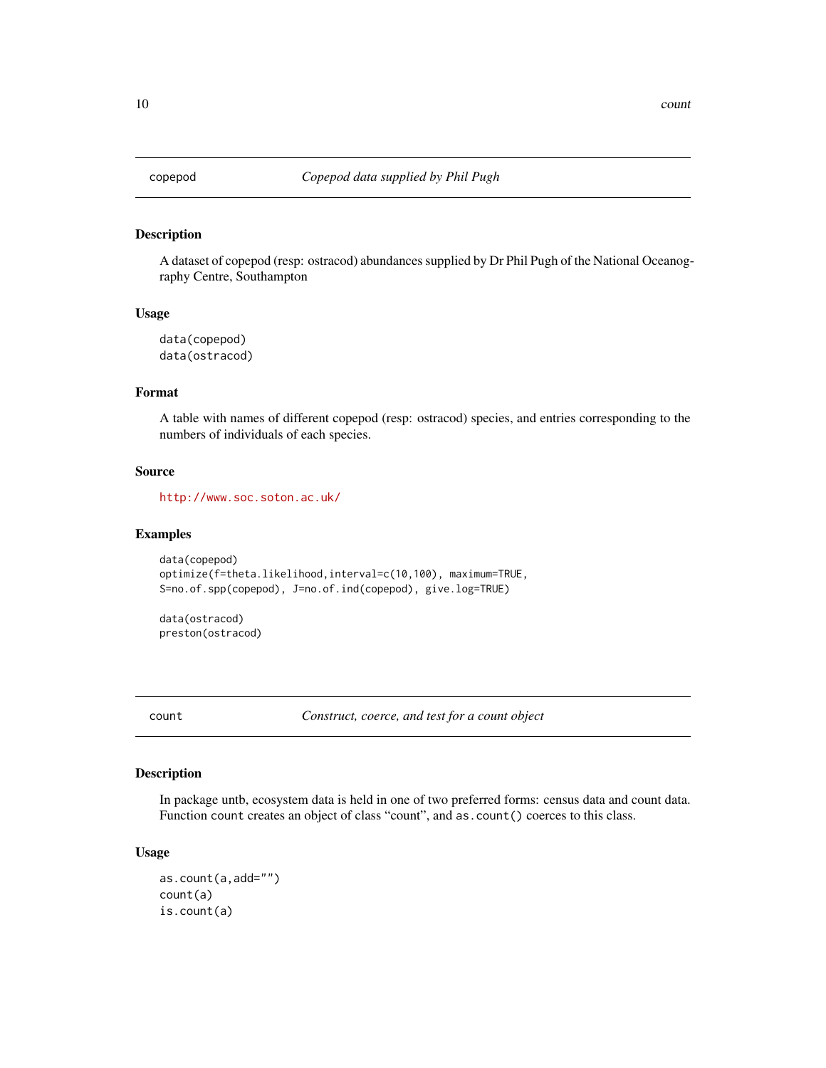## copepod — *Copepod data supplied by Phil Pugh*

### Description

A dataset of copepod (resp: ostracod) abundances supplied by Dr Phil Pugh of the National Oceanography Centre, Southampton

### Usage

```
data(copepod)
data(ostracod)
```

### Format

A table with names of different copepod (resp: ostracod) species, and entries corresponding to the numbers of individuals of each species.

### Source

http://www.soc.soton.ac.uk/

### Examples

```
data(copepod)
optimize(f=theta.likelihood,interval=c(10,100), maximum=TRUE,
S=no.of.spp(copepod), J=no.of.ind(copepod), give.log=TRUE)

data(ostracod)
preston(ostracod)
```

## count — *Construct, coerce, and test for a count object*

### Description

In package untb, ecosystem data is held in one of two preferred forms: census data and count data. Function `count` creates an object of class "count", and `as.count()` coerces to this class.

### Usage

```
as.count(a,add="")
count(a)
is.count(a)
```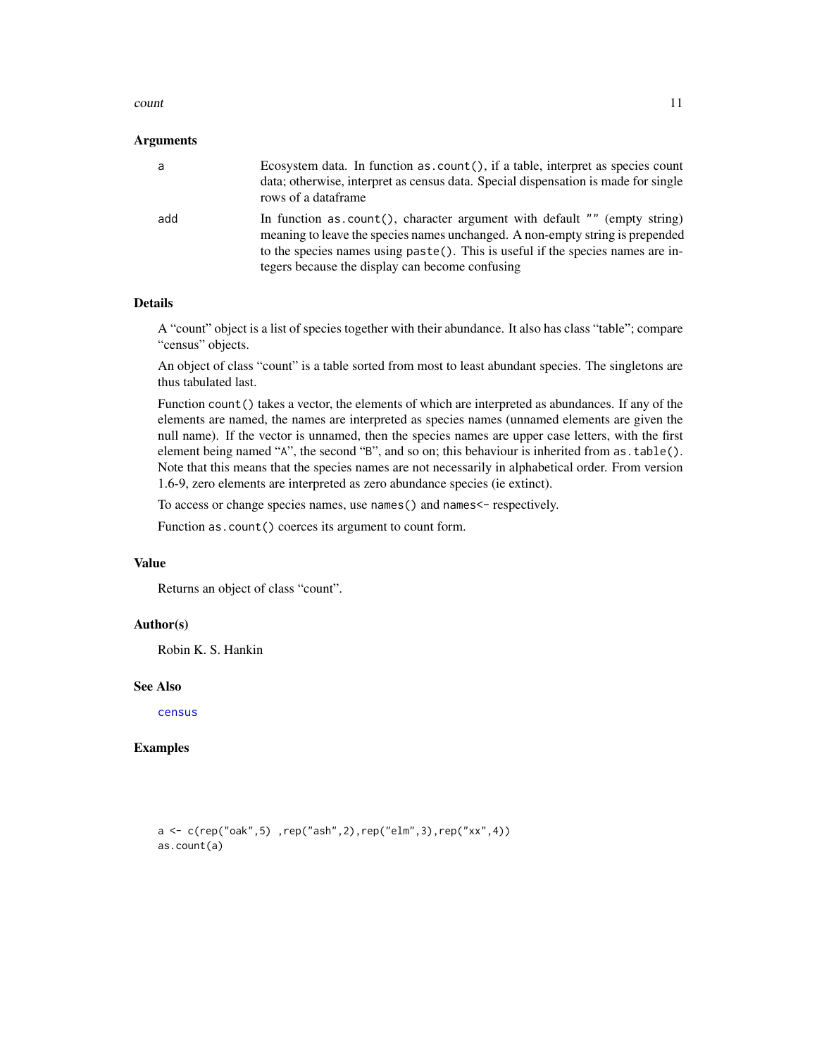### Arguments

| | |
|---|---|
| `a` | Ecosystem data. In function `as.count()`, if a table, interpret as species count data; otherwise, interpret as census data. Special dispensation is made for single rows of a dataframe |
| `add` | In function `as.count()`, character argument with default `""` (empty string) meaning to leave the species names unchanged. A non-empty string is prepended to the species names using `paste()`. This is useful if the species names are integers because the display can become confusing |

### Details

A "count" object is a list of species together with their abundance. It also has class "table"; compare "census" objects.

An object of class "count" is a table sorted from most to least abundant species. The singletons are thus tabulated last.

Function `count()` takes a vector, the elements of which are interpreted as abundances. If any of the elements are named, the names are interpreted as species names (unnamed elements are given the null name). If the vector is unnamed, then the species names are upper case letters, with the first element being named "`A`", the second "`B`", and so on; this behaviour is inherited from `as.table()`. Note that this means that the species names are not necessarily in alphabetical order. From version 1.6-9, zero elements are interpreted as zero abundance species (ie extinct).

To access or change species names, use `names()` and `names<-` respectively.

Function `as.count()` coerces its argument to count form.

### Value

Returns an object of class "count".

### Author(s)

Robin K. S. Hankin

### See Also

census

### Examples

```
a <- c(rep("oak",5) ,rep("ash",2),rep("elm",3),rep("xx",4))
as.count(a)
```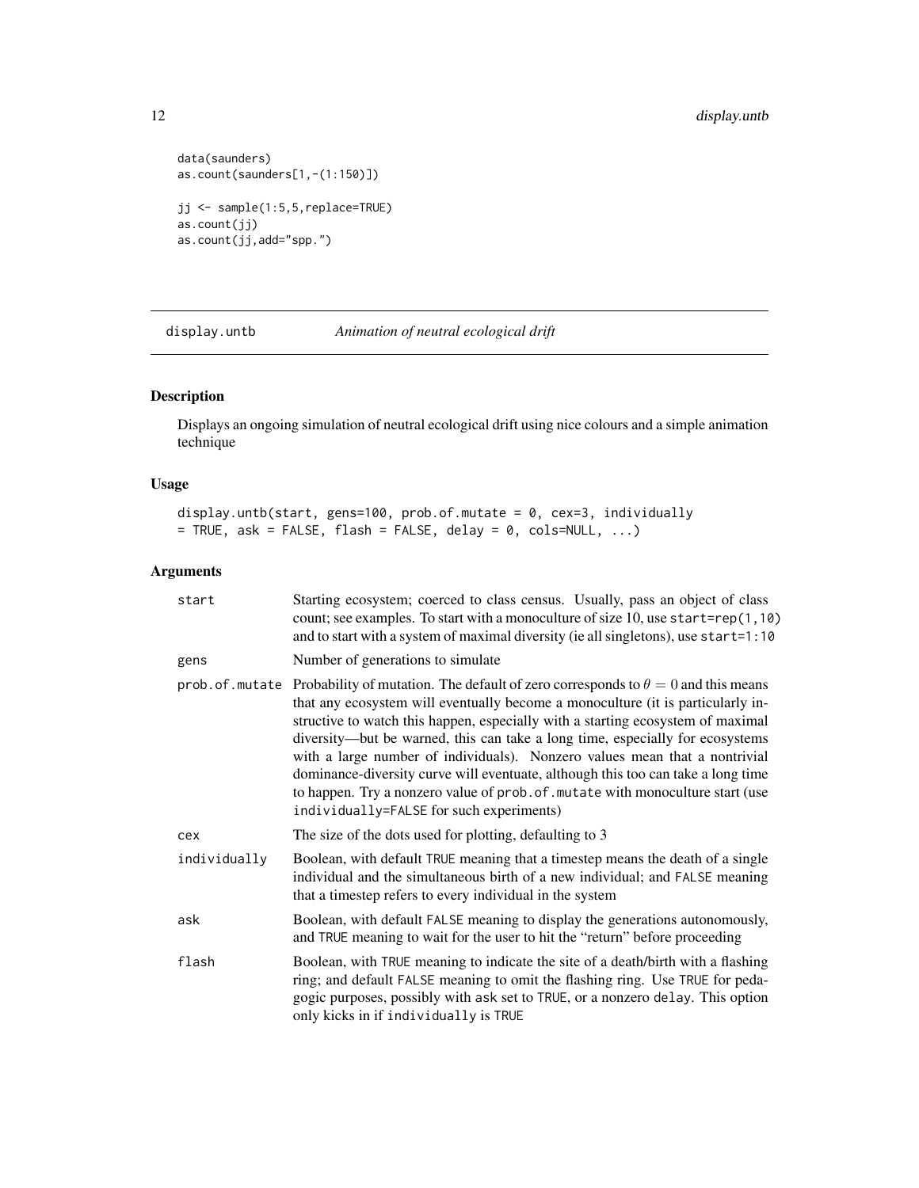```
data(saunders)
as.count(saunders[1,-(1:150)])

jj <- sample(1:5,5,replace=TRUE)
as.count(jj)
as.count(jj,add="spp.")
```

## display.untb — *Animation of neutral ecological drift*

### Description

Displays an ongoing simulation of neutral ecological drift using nice colours and a simple animation technique

### Usage

```
display.untb(start, gens=100, prob.of.mutate = 0, cex=3, individually
= TRUE, ask = FALSE, flash = FALSE, delay = 0, cols=NULL, ...)
```

### Arguments

| | |
|---|---|
| `start` | Starting ecosystem; coerced to class census. Usually, pass an object of class count; see examples. To start with a monoculture of size 10, use `start=rep(1,10)` and to start with a system of maximal diversity (ie all singletons), use `start=1:10` |
| `gens` | Number of generations to simulate |
| `prob.of.mutate` | Probability of mutation. The default of zero corresponds to $\theta = 0$ and this means that any ecosystem will eventually become a monoculture (it is particularly instructive to watch this happen, especially with a starting ecosystem of maximal diversity—but be warned, this can take a long time, especially for ecosystems with a large number of individuals). Nonzero values mean that a nontrivial dominance-diversity curve will eventuate, although this too can take a long time to happen. Try a nonzero value of `prob.of.mutate` with monoculture start (use `individually=FALSE` for such experiments) |
| `cex` | The size of the dots used for plotting, defaulting to 3 |
| `individually` | Boolean, with default `TRUE` meaning that a timestep means the death of a single individual and the simultaneous birth of a new individual; and `FALSE` meaning that a timestep refers to every individual in the system |
| `ask` | Boolean, with default `FALSE` meaning to display the generations autonomously, and `TRUE` meaning to wait for the user to hit the "return" before proceeding |
| `flash` | Boolean, with `TRUE` meaning to indicate the site of a death/birth with a flashing ring; and default `FALSE` meaning to omit the flashing ring. Use `TRUE` for pedagogic purposes, possibly with `ask` set to `TRUE`, or a nonzero `delay`. This option only kicks in if `individually` is `TRUE` |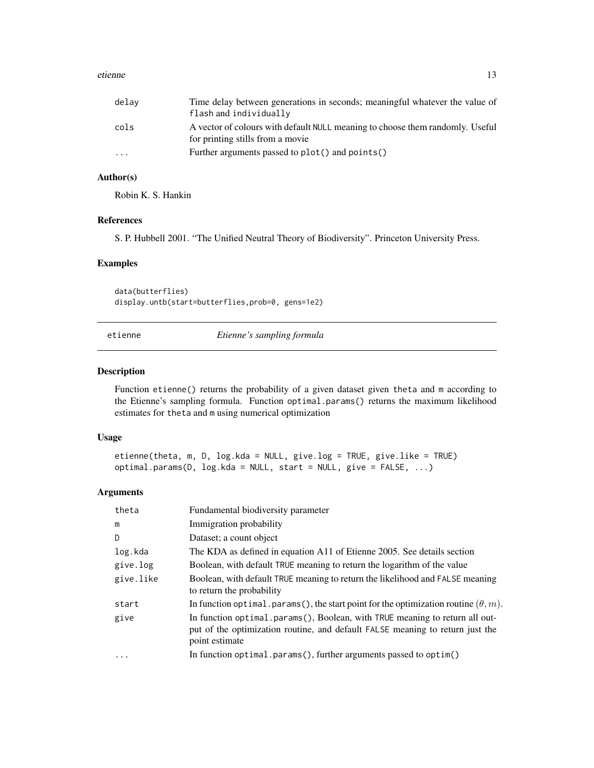| | |
|---|---|
| delay | Time delay between generations in seconds; meaningful whatever the value of flash and individually |
| cols | A vector of colours with default NULL meaning to choose them randomly. Useful for printing stills from a movie |
| ... | Further arguments passed to plot() and points() |

### Author(s)

Robin K. S. Hankin

### References

S. P. Hubbell 2001. "The Unified Neutral Theory of Biodiversity". Princeton University Press.

### Examples

```
data(butterflies)
display.untb(start=butterflies,prob=0, gens=1e2)
```

## etienne *Etienne's sampling formula*

### Description

Function etienne() returns the probability of a given dataset given theta and m according to the Etienne's sampling formula. Function optimal.params() returns the maximum likelihood estimates for theta and m using numerical optimization

### Usage

```
etienne(theta, m, D, log.kda = NULL, give.log = TRUE, give.like = TRUE)
optimal.params(D, log.kda = NULL, start = NULL, give = FALSE, ...)
```

### Arguments

| | |
|---|---|
| theta | Fundamental biodiversity parameter |
| m | Immigration probability |
| D | Dataset; a count object |
| log.kda | The KDA as defined in equation A11 of Etienne 2005. See details section |
| give.log | Boolean, with default TRUE meaning to return the logarithm of the value |
| give.like | Boolean, with default TRUE meaning to return the likelihood and FALSE meaning to return the probability |
| start | In function optimal.params(), the start point for the optimization routine $(\theta, m)$. |
| give | In function optimal.params(), Boolean, with TRUE meaning to return all output of the optimization routine, and default FALSE meaning to return just the point estimate |
| ... | In function optimal.params(), further arguments passed to optim() |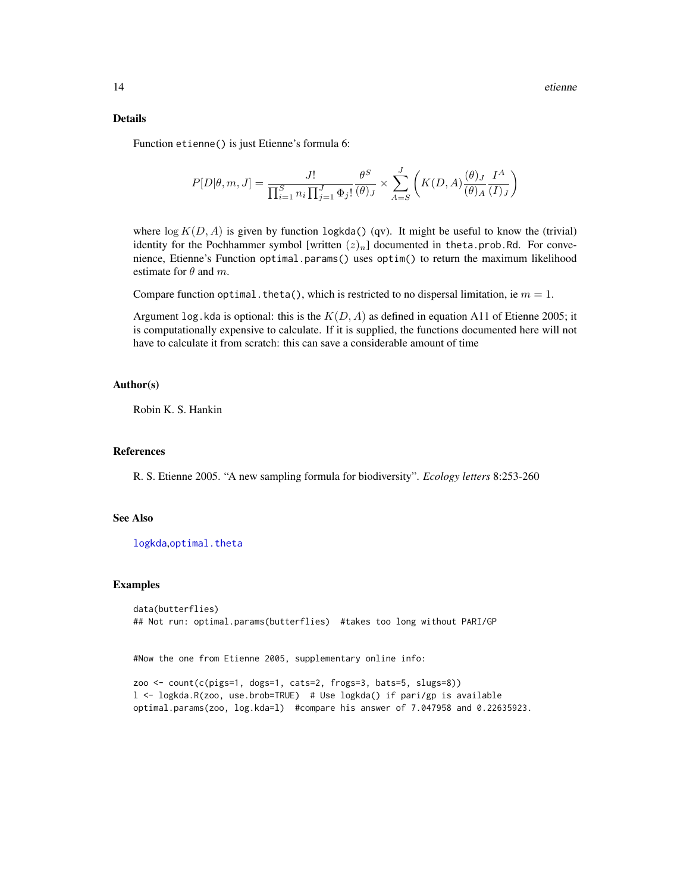## Details

Function `etienne()` is just Etienne's formula 6:

$$P[D|\theta, m, J] = \frac{J!}{\prod_{i=1}^{S} n_i \prod_{j=1}^{J} \Phi_j!} \frac{\theta^S}{(\theta)_J} \times \sum_{A=S}^{J} \left( K(D, A) \frac{(\theta)_J}{(\theta)_A} \frac{I^A}{(I)_J} \right)$$

where $\log K(D, A)$ is given by function `logkda()` (qv). It might be useful to know the (trivial) identity for the Pochhammer symbol [written $(z)_n$] documented in `theta.prob.Rd`. For convenience, Etienne's Function `optimal.params()` uses `optim()` to return the maximum likelihood estimate for $\theta$ and $m$.

Compare function `optimal.theta()`, which is restricted to no dispersal limitation, ie $m = 1$.

Argument `log.kda` is optional: this is the $K(D, A)$ as defined in equation A11 of Etienne 2005; it is computationally expensive to calculate. If it is supplied, the functions documented here will not have to calculate it from scratch: this can save a considerable amount of time

## Author(s)

Robin K. S. Hankin

## References

R. S. Etienne 2005. "A new sampling formula for biodiversity". *Ecology letters* 8:253-260

## See Also

logkda,optimal.theta

## Examples

```
data(butterflies)
## Not run: optimal.params(butterflies)  #takes too long without PARI/GP


#Now the one from Etienne 2005, supplementary online info:

zoo <- count(c(pigs=1, dogs=1, cats=2, frogs=3, bats=5, slugs=8))
l <- logkda.R(zoo, use.brob=TRUE)  # Use logkda() if pari/gp is available
optimal.params(zoo, log.kda=l)  #compare his answer of 7.047958 and 0.22635923.
```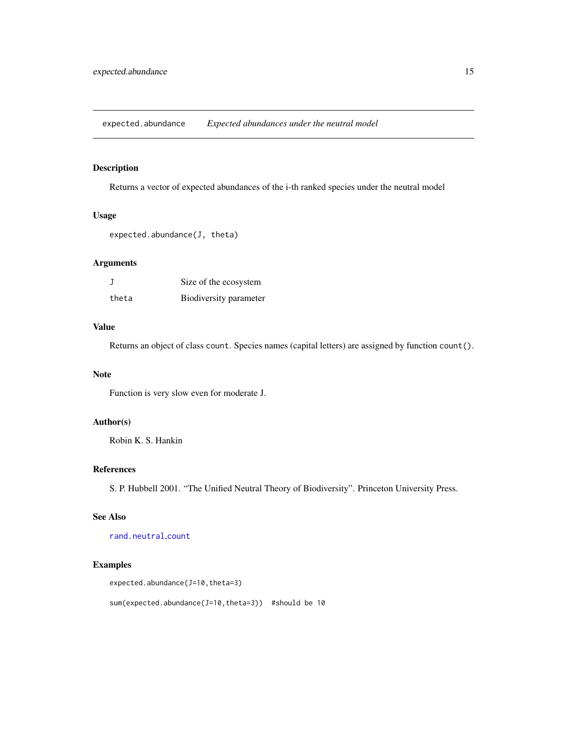# expected.abundance *Expected abundances under the neutral model*

## Description

Returns a vector of expected abundances of the i-th ranked species under the neutral model

## Usage

```
expected.abundance(J, theta)
```

## Arguments

| | |
|---|---|
| J | Size of the ecosystem |
| theta | Biodiversity parameter |

## Value

Returns an object of class `count`. Species names (capital letters) are assigned by function `count()`.

## Note

Function is very slow even for moderate J.

## Author(s)

Robin K. S. Hankin

## References

S. P. Hubbell 2001. "The Unified Neutral Theory of Biodiversity". Princeton University Press.

## See Also

`rand.neutral`,`count`

## Examples

```
expected.abundance(J=10,theta=3)

sum(expected.abundance(J=10,theta=3))  #should be 10
```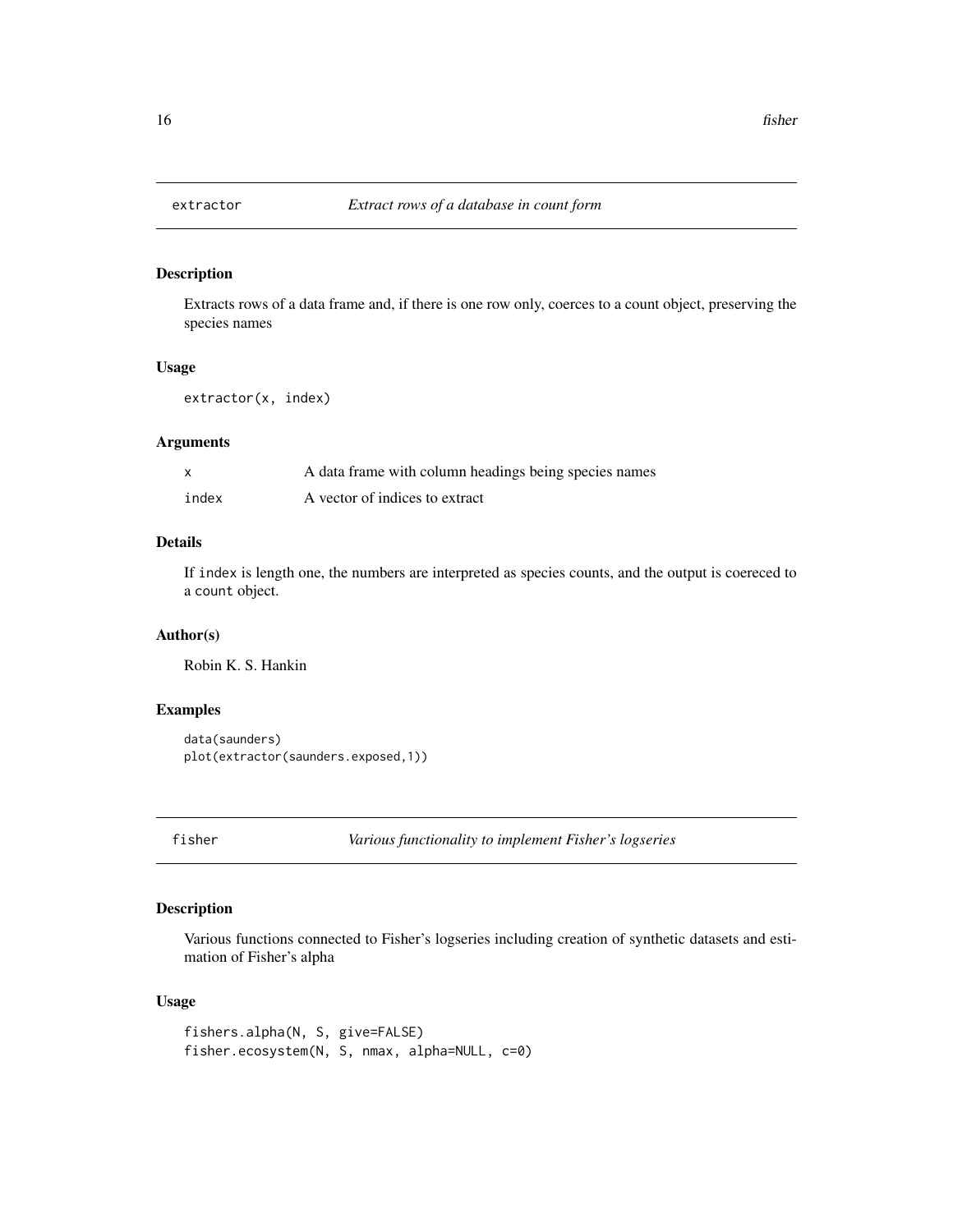## extractor *Extract rows of a database in count form*

### Description

Extracts rows of a data frame and, if there is one row only, coerces to a count object, preserving the species names

### Usage

```
extractor(x, index)
```

### Arguments

| | |
|---|---|
| x | A data frame with column headings being species names |
| index | A vector of indices to extract |

### Details

If index is length one, the numbers are interpreted as species counts, and the output is coereced to a count object.

### Author(s)

Robin K. S. Hankin

### Examples

```
data(saunders)
plot(extractor(saunders.exposed,1))
```

## fisher *Various functionality to implement Fisher's logseries*

### Description

Various functions connected to Fisher's logseries including creation of synthetic datasets and estimation of Fisher's alpha

### Usage

```
fishers.alpha(N, S, give=FALSE)
fisher.ecosystem(N, S, nmax, alpha=NULL, c=0)
```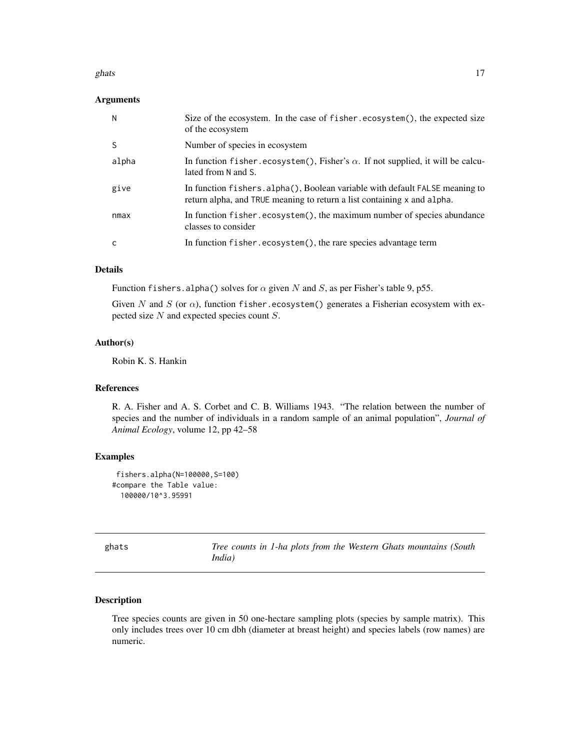### Arguments

| | |
|---|---|
| N | Size of the ecosystem. In the case of `fisher.ecosystem()`, the expected size of the ecosystem |
| S | Number of species in ecosystem |
| alpha | In function `fisher.ecosystem()`, Fisher's $\alpha$. If not supplied, it will be calculated from N and S. |
| give | In function `fishers.alpha()`, Boolean variable with default FALSE meaning to return alpha, and TRUE meaning to return a list containing x and alpha. |
| nmax | In function `fisher.ecosystem()`, the maximum number of species abundance classes to consider |
| c | In function `fisher.ecosystem()`, the rare species advantage term |

### Details

Function `fishers.alpha()` solves for $\alpha$ given $N$ and $S$, as per Fisher's table 9, p55.

Given $N$ and $S$ (or $\alpha$), function `fisher.ecosystem()` generates a Fisherian ecosystem with expected size $N$ and expected species count $S$.

### Author(s)

Robin K. S. Hankin

### References

R. A. Fisher and A. S. Corbet and C. B. Williams 1943. "The relation between the number of species and the number of individuals in a random sample of an animal population", *Journal of Animal Ecology*, volume 12, pp 42–58

### Examples

```
 fishers.alpha(N=100000,S=100)
#compare the Table value:
  100000/10^3.95991
```

---

## ghats — *Tree counts in 1-ha plots from the Western Ghats mountains (South India)*

---

### Description

Tree species counts are given in 50 one-hectare sampling plots (species by sample matrix). This only includes trees over 10 cm dbh (diameter at breast height) and species labels (row names) are numeric.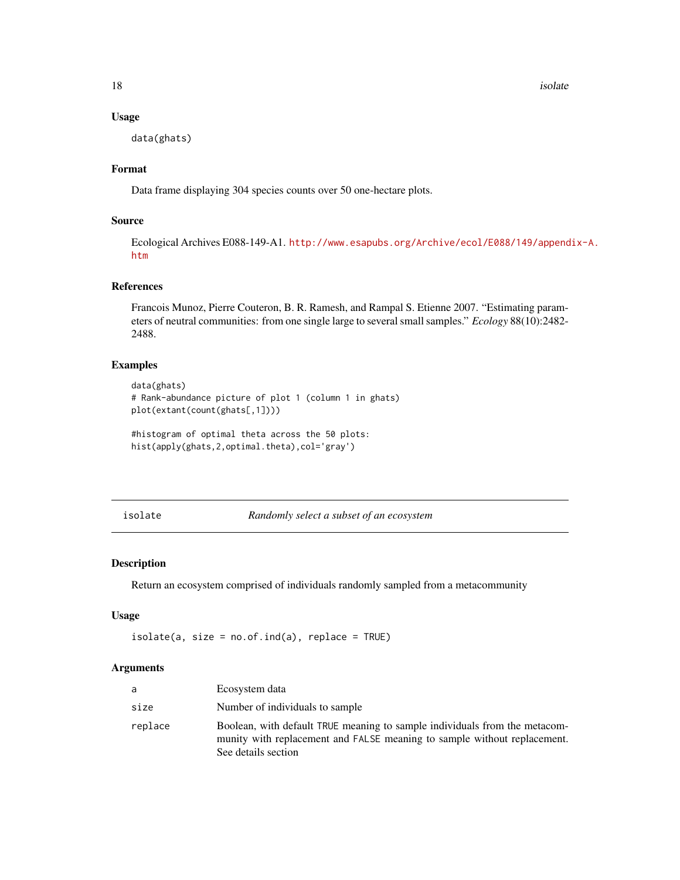### Usage

```
data(ghats)
```

### Format

Data frame displaying 304 species counts over 50 one-hectare plots.

### Source

Ecological Archives E088-149-A1. http://www.esapubs.org/Archive/ecol/E088/149/appendix-A.htm

### References

Francois Munoz, Pierre Couteron, B. R. Ramesh, and Rampal S. Etienne 2007. "Estimating parameters of neutral communities: from one single large to several small samples." *Ecology* 88(10):2482-2488.

### Examples

```
data(ghats)
# Rank-abundance picture of plot 1 (column 1 in ghats)
plot(extant(count(ghats[,1])))

#histogram of optimal theta across the 50 plots:
hist(apply(ghats,2,optimal.theta),col='gray')
```

---

## isolate — *Randomly select a subset of an ecosystem*

### Description

Return an ecosystem comprised of individuals randomly sampled from a metacommunity

### Usage

```
isolate(a, size = no.of.ind(a), replace = TRUE)
```

### Arguments

| | |
|---|---|
| a | Ecosystem data |
| size | Number of individuals to sample |
| replace | Boolean, with default TRUE meaning to sample individuals from the metacommunity with replacement and FALSE meaning to sample without replacement. See details section |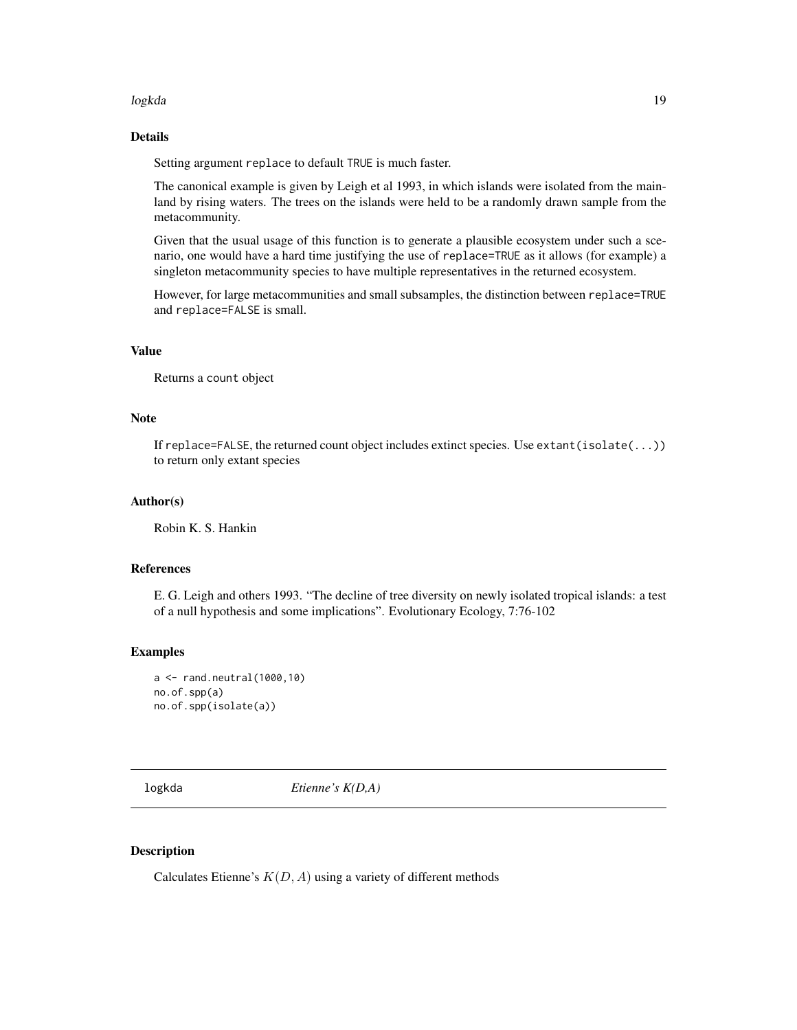### Details

Setting argument `replace` to default `TRUE` is much faster.

The canonical example is given by Leigh et al 1993, in which islands were isolated from the mainland by rising waters. The trees on the islands were held to be a randomly drawn sample from the metacommunity.

Given that the usual usage of this function is to generate a plausible ecosystem under such a scenario, one would have a hard time justifying the use of `replace=TRUE` as it allows (for example) a singleton metacommunity species to have multiple representatives in the returned ecosystem.

However, for large metacommunities and small subsamples, the distinction between `replace=TRUE` and `replace=FALSE` is small.

### Value

Returns a `count` object

### Note

If `replace=FALSE`, the returned count object includes extinct species. Use `extant(isolate(...))` to return only extant species

### Author(s)

Robin K. S. Hankin

### References

E. G. Leigh and others 1993. "The decline of tree diversity on newly isolated tropical islands: a test of a null hypothesis and some implications". Evolutionary Ecology, 7:76-102

### Examples

```
a <- rand.neutral(1000,10)
no.of.spp(a)
no.of.spp(isolate(a))
```

---

## logkda *Etienne's K(D,A)*

### Description

Calculates Etienne's $K(D, A)$ using a variety of different methods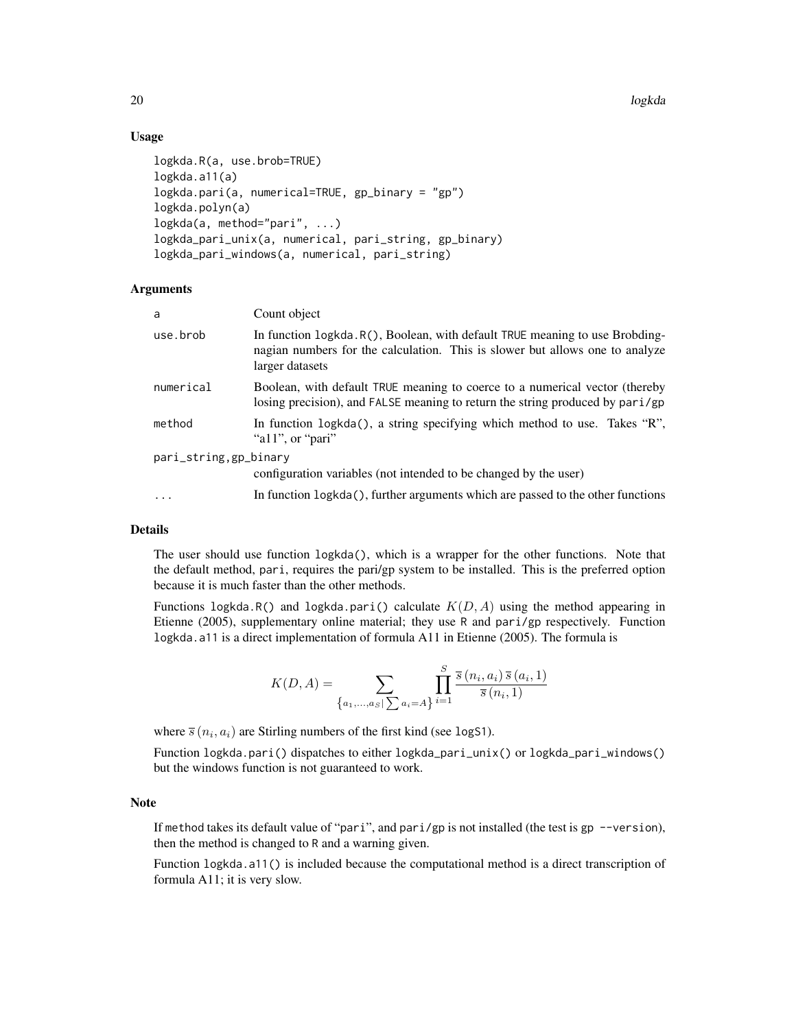## Usage

```
logkda.R(a, use.brob=TRUE)
logkda.a11(a)
logkda.pari(a, numerical=TRUE, gp_binary = "gp")
logkda.polyn(a)
logkda(a, method="pari", ...)
logkda_pari_unix(a, numerical, pari_string, gp_binary)
logkda_pari_windows(a, numerical, pari_string)
```

## Arguments

| | |
|---|---|
| a | Count object |
| use.brob | In function logkda.R(), Boolean, with default TRUE meaning to use Brobdingnagian numbers for the calculation. This is slower but allows one to analyze larger datasets |
| numerical | Boolean, with default TRUE meaning to coerce to a numerical vector (thereby losing precision), and FALSE meaning to return the string produced by pari/gp |
| method | In function logkda(), a string specifying which method to use. Takes "R", "a11", or "pari" |
| pari_string,gp_binary | configuration variables (not intended to be changed by the user) |
| ... | In function logkda(), further arguments which are passed to the other functions |

## Details

The user should use function logkda(), which is a wrapper for the other functions. Note that the default method, pari, requires the pari/gp system to be installed. This is the preferred option because it is much faster than the other methods.

Functions logkda.R() and logkda.pari() calculate $K(D, A)$ using the method appearing in Etienne (2005), supplementary online material; they use R and pari/gp respectively. Function logkda.a11 is a direct implementation of formula A11 in Etienne (2005). The formula is

$$K(D, A) = \sum_{\left\{a_1,\ldots,a_S \mid \sum a_i = A\right\}} \prod_{i=1}^{S} \frac{\overline{s}\left(n_i, a_i\right) \overline{s}\left(a_i, 1\right)}{\overline{s}\left(n_i, 1\right)}$$

where $\overline{s}\left(n_i, a_i\right)$ are Stirling numbers of the first kind (see logS1).

Function logkda.pari() dispatches to either logkda_pari_unix() or logkda_pari_windows() but the windows function is not guaranteed to work.

## Note

If method takes its default value of "pari", and pari/gp is not installed (the test is gp --version), then the method is changed to R and a warning given.

Function logkda.a11() is included because the computational method is a direct transcription of formula A11; it is very slow.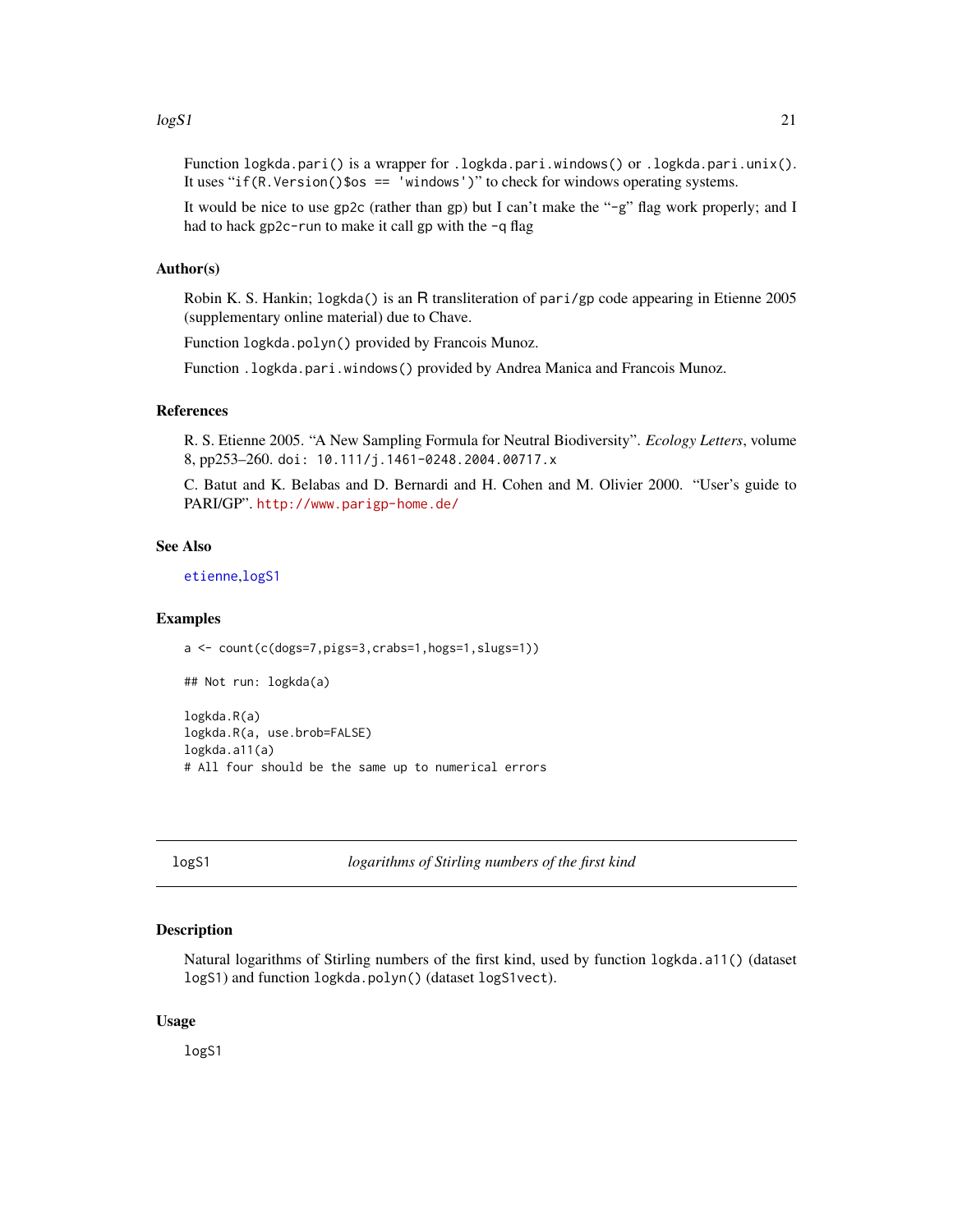Function `logkda.pari()` is a wrapper for `.logkda.pari.windows()` or `.logkda.pari.unix()`. It uses "`if(R.Version()$os == 'windows')`" to check for windows operating systems.

It would be nice to use `gp2c` (rather than `gp`) but I can't make the "`-g`" flag work properly; and I had to hack `gp2c-run` to make it call `gp` with the `-q` flag

### Author(s)

Robin K. S. Hankin; `logkda()` is an R transliteration of `pari/gp` code appearing in Etienne 2005 (supplementary online material) due to Chave.

Function `logkda.polyn()` provided by Francois Munoz.

Function `.logkda.pari.windows()` provided by Andrea Manica and Francois Munoz.

### References

R. S. Etienne 2005. "A New Sampling Formula for Neutral Biodiversity". *Ecology Letters*, volume 8, pp253–260. `doi: 10.111/j.1461-0248.2004.00717.x`

C. Batut and K. Belabas and D. Bernardi and H. Cohen and M. Olivier 2000. "User's guide to PARI/GP". http://www.parigp-home.de/

### See Also

`etienne`,`logS1`

### Examples

```
a <- count(c(dogs=7,pigs=3,crabs=1,hogs=1,slugs=1))

## Not run: logkda(a)

logkda.R(a)
logkda.R(a, use.brob=FALSE)
logkda.a11(a)
# All four should be the same up to numerical errors
```

---

## logS1 — *logarithms of Stirling numbers of the first kind*

### Description

Natural logarithms of Stirling numbers of the first kind, used by function `logkda.a11()` (dataset `logS1`) and function `logkda.polyn()` (dataset `logS1vect`).

### Usage

```
logS1
```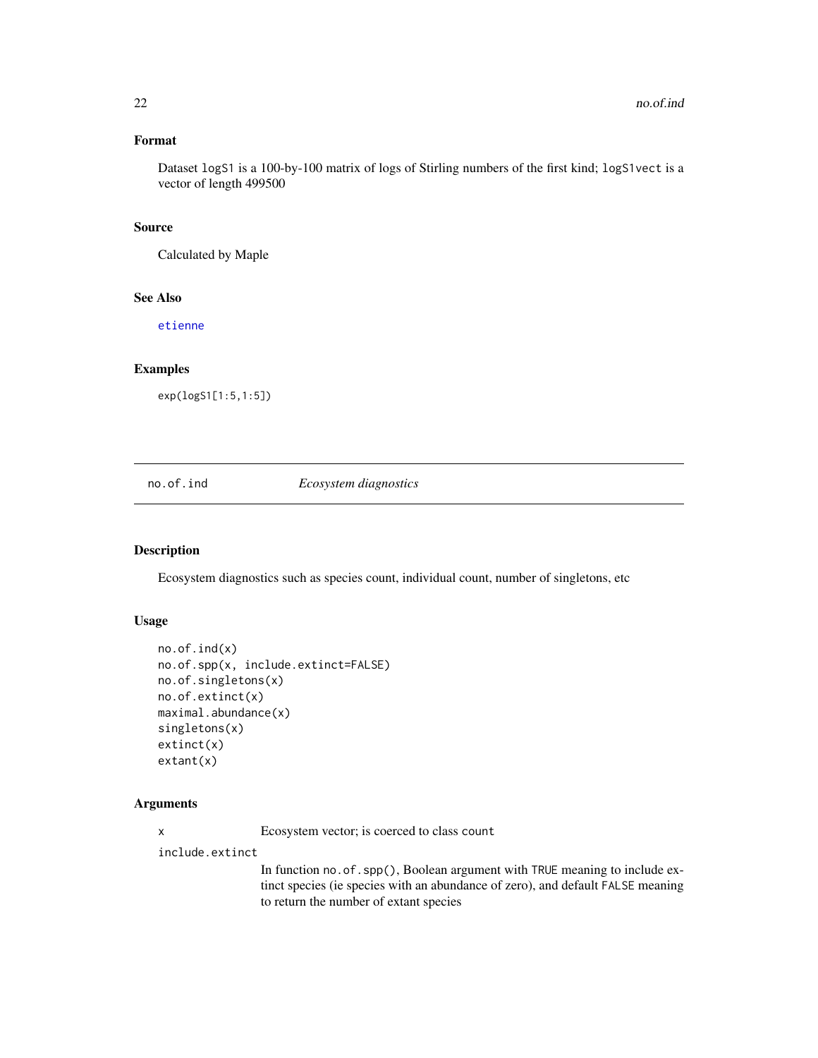## Format

Dataset `logS1` is a 100-by-100 matrix of logs of Stirling numbers of the first kind; `logS1vect` is a vector of length 499500

## Source

Calculated by Maple

## See Also

etienne

## Examples

```
exp(logS1[1:5,1:5])
```

---

# no.of.ind *Ecosystem diagnostics*

## Description

Ecosystem diagnostics such as species count, individual count, number of singletons, etc

## Usage

```
no.of.ind(x)
no.of.spp(x, include.extinct=FALSE)
no.of.singletons(x)
no.of.extinct(x)
maximal.abundance(x)
singletons(x)
extinct(x)
extant(x)
```

## Arguments

`x` Ecosystem vector; is coerced to class `count`

`include.extinct` In function `no.of.spp()`, Boolean argument with `TRUE` meaning to include extinct species (ie species with an abundance of zero), and default `FALSE` meaning to return the number of extant species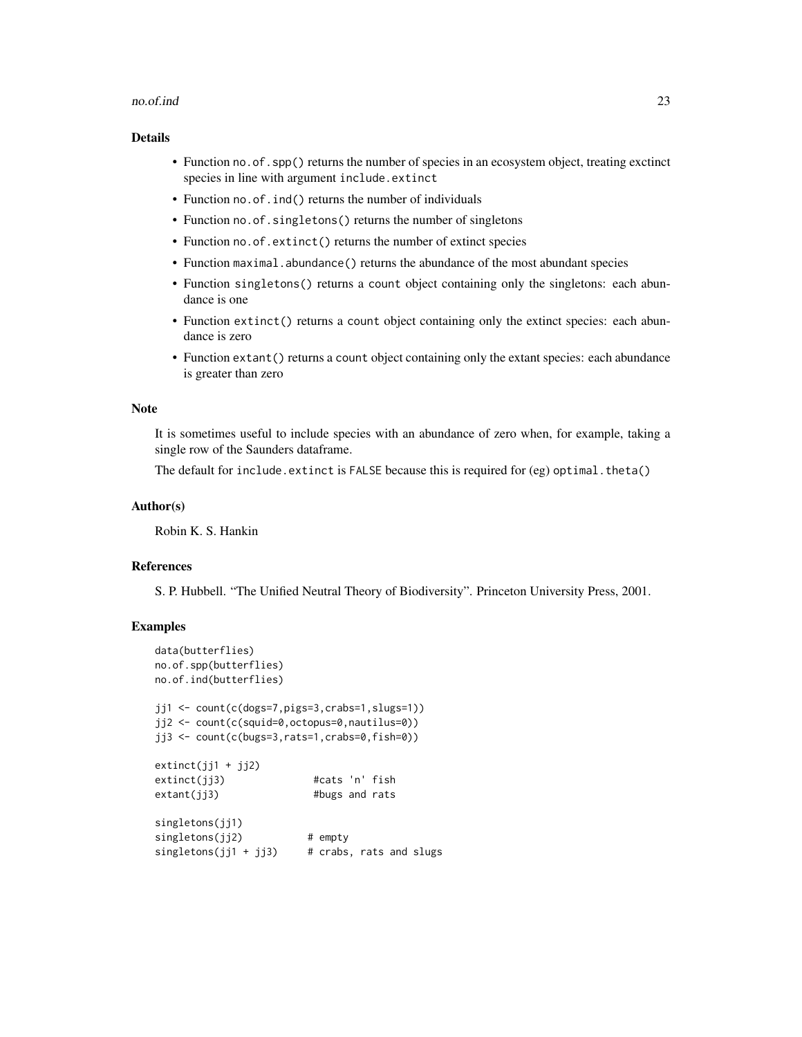## Details

- Function `no.of.spp()` returns the number of species in an ecosystem object, treating exctinct species in line with argument `include.extinct`
- Function `no.of.ind()` returns the number of individuals
- Function `no.of.singletons()` returns the number of singletons
- Function `no.of.extinct()` returns the number of extinct species
- Function `maximal.abundance()` returns the abundance of the most abundant species
- Function `singletons()` returns a `count` object containing only the singletons: each abundance is one
- Function `extinct()` returns a `count` object containing only the extinct species: each abundance is zero
- Function `extant()` returns a `count` object containing only the extant species: each abundance is greater than zero

## Note

It is sometimes useful to include species with an abundance of zero when, for example, taking a single row of the Saunders dataframe.

The default for `include.extinct` is `FALSE` because this is required for (eg) `optimal.theta()`

## Author(s)

Robin K. S. Hankin

## References

S. P. Hubbell. "The Unified Neutral Theory of Biodiversity". Princeton University Press, 2001.

## Examples

```
data(butterflies)
no.of.spp(butterflies)
no.of.ind(butterflies)

jj1 <- count(c(dogs=7,pigs=3,crabs=1,slugs=1))
jj2 <- count(c(squid=0,octopus=0,nautilus=0))
jj3 <- count(c(bugs=3,rats=1,crabs=0,fish=0))

extinct(jj1 + jj2)
extinct(jj3)               #cats 'n' fish
extant(jj3)                #bugs and rats

singletons(jj1)
singletons(jj2)           # empty
singletons(jj1 + jj3)     # crabs, rats and slugs
```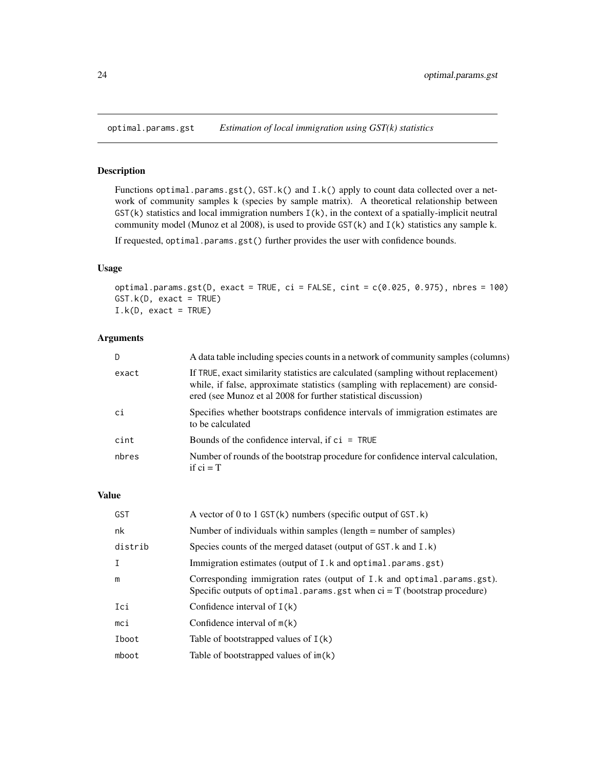## optimal.params.gst — *Estimation of local immigration using GST(k) statistics*

### Description

Functions `optimal.params.gst()`, `GST.k()` and `I.k()` apply to count data collected over a network of community samples k (species by sample matrix). A theoretical relationship between `GST(k)` statistics and local immigration numbers `I(k)`, in the context of a spatially-implicit neutral community model (Munoz et al 2008), is used to provide `GST(k)` and `I(k)` statistics any sample k.

If requested, `optimal.params.gst()` further provides the user with confidence bounds.

### Usage

```
optimal.params.gst(D, exact = TRUE, ci = FALSE, cint = c(0.025, 0.975), nbres = 100)
GST.k(D, exact = TRUE)
I.k(D, exact = TRUE)
```

### Arguments

| | |
|---|---|
| `D` | A data table including species counts in a network of community samples (columns) |
| `exact` | If `TRUE`, exact similarity statistics are calculated (sampling without replacement) while, if false, approximate statistics (sampling with replacement) are considered (see Munoz et al 2008 for further statistical discussion) |
| `ci` | Specifies whether bootstraps confidence intervals of immigration estimates are to be calculated |
| `cint` | Bounds of the confidence interval, if `ci = TRUE` |
| `nbres` | Number of rounds of the bootstrap procedure for confidence interval calculation, if ci = T |

### Value

| | |
|---|---|
| `GST` | A vector of 0 to 1 `GST(k)` numbers (specific output of `GST.k`) |
| `nk` | Number of individuals within samples (length = number of samples) |
| `distrib` | Species counts of the merged dataset (output of `GST.k` and `I.k`) |
| `I` | Immigration estimates (output of `I.k` and `optimal.params.gst`) |
| `m` | Corresponding immigration rates (output of `I.k` and `optimal.params.gst`). Specific outputs of `optimal.params.gst` when ci = T (bootstrap procedure) |
| `Ici` | Confidence interval of `I(k)` |
| `mci` | Confidence interval of `m(k)` |
| `Iboot` | Table of bootstrapped values of `I(k)` |
| `mboot` | Table of bootstrapped values of im(k) |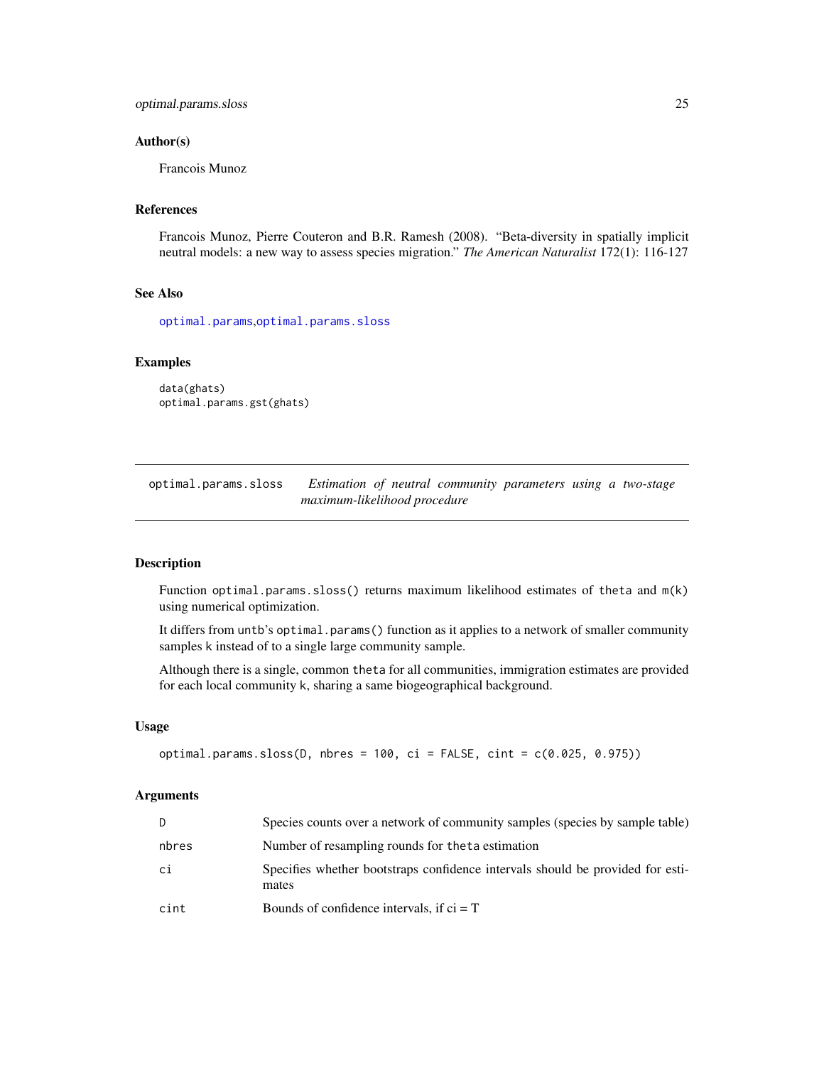### Author(s)

Francois Munoz

### References

Francois Munoz, Pierre Couteron and B.R. Ramesh (2008). "Beta-diversity in spatially implicit neutral models: a new way to assess species migration." *The American Naturalist* 172(1): 116-127

### See Also

optimal.params,optimal.params.sloss

### Examples

```
data(ghats)
optimal.params.gst(ghats)
```

---

## optimal.params.sloss — *Estimation of neutral community parameters using a two-stage maximum-likelihood procedure*

---

### Description

Function `optimal.params.sloss()` returns maximum likelihood estimates of `theta` and `m(k)` using numerical optimization.

It differs from `untb`'s `optimal.params()` function as it applies to a network of smaller community samples `k` instead of to a single large community sample.

Although there is a single, common `theta` for all communities, immigration estimates are provided for each local community `k`, sharing a same biogeographical background.

### Usage

```
optimal.params.sloss(D, nbres = 100, ci = FALSE, cint = c(0.025, 0.975))
```

### Arguments

| | |
|---|---|
| `D` | Species counts over a network of community samples (species by sample table) |
| `nbres` | Number of resampling rounds for `theta` estimation |
| `ci` | Specifies whether bootstraps confidence intervals should be provided for estimates |
| `cint` | Bounds of confidence intervals, if ci = T |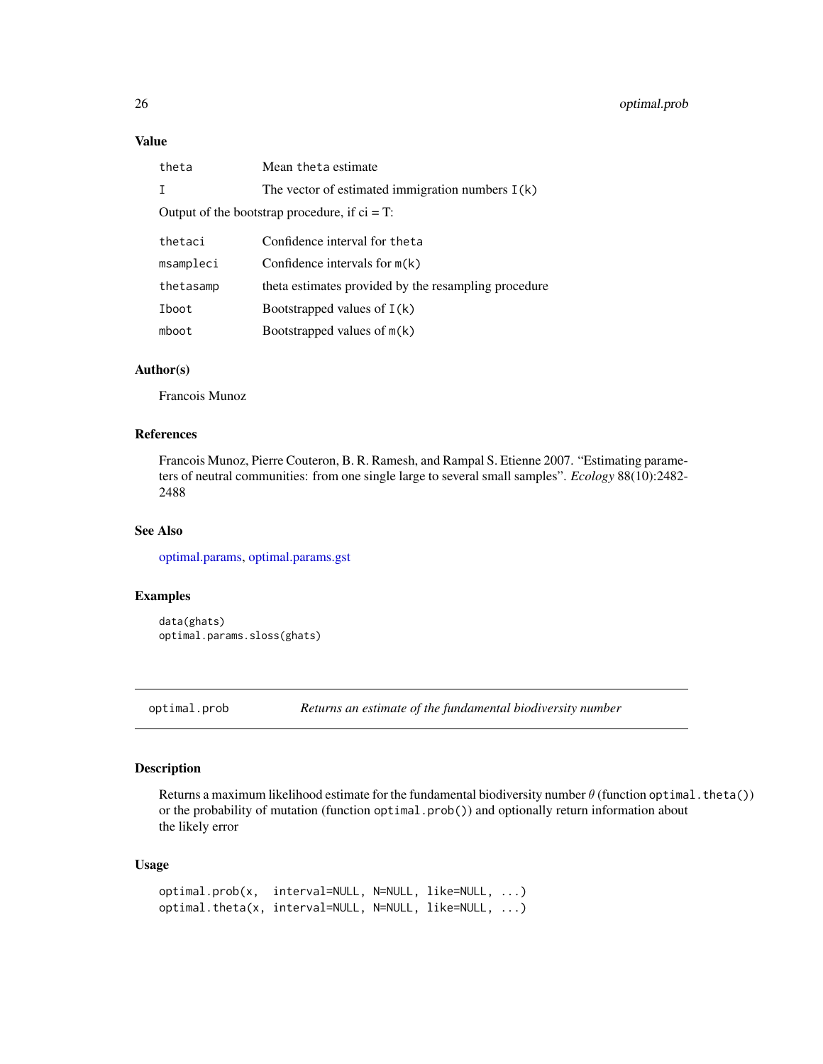### Value

| | |
|---|---|
| theta | Mean theta estimate |
| I | The vector of estimated immigration numbers I(k) |

Output of the bootstrap procedure, if ci = T:

| | |
|---|---|
| thetaci | Confidence interval for theta |
| msampleci | Confidence intervals for m(k) |
| thetasamp | theta estimates provided by the resampling procedure |
| Iboot | Bootstrapped values of I(k) |
| mboot | Bootstrapped values of m(k) |

### Author(s)

Francois Munoz

### References

Francois Munoz, Pierre Couteron, B. R. Ramesh, and Rampal S. Etienne 2007. "Estimating parameters of neutral communities: from one single large to several small samples". *Ecology* 88(10):2482-2488

### See Also

optimal.params, optimal.params.gst

### Examples

```
data(ghats)
optimal.params.sloss(ghats)
```

---

## optimal.prob — *Returns an estimate of the fundamental biodiversity number*

### Description

Returns a maximum likelihood estimate for the fundamental biodiversity number $\theta$ (function optimal.theta()) or the probability of mutation (function optimal.prob()) and optionally return information about the likely error

### Usage

```
optimal.prob(x,  interval=NULL, N=NULL, like=NULL, ...)
optimal.theta(x, interval=NULL, N=NULL, like=NULL, ...)
```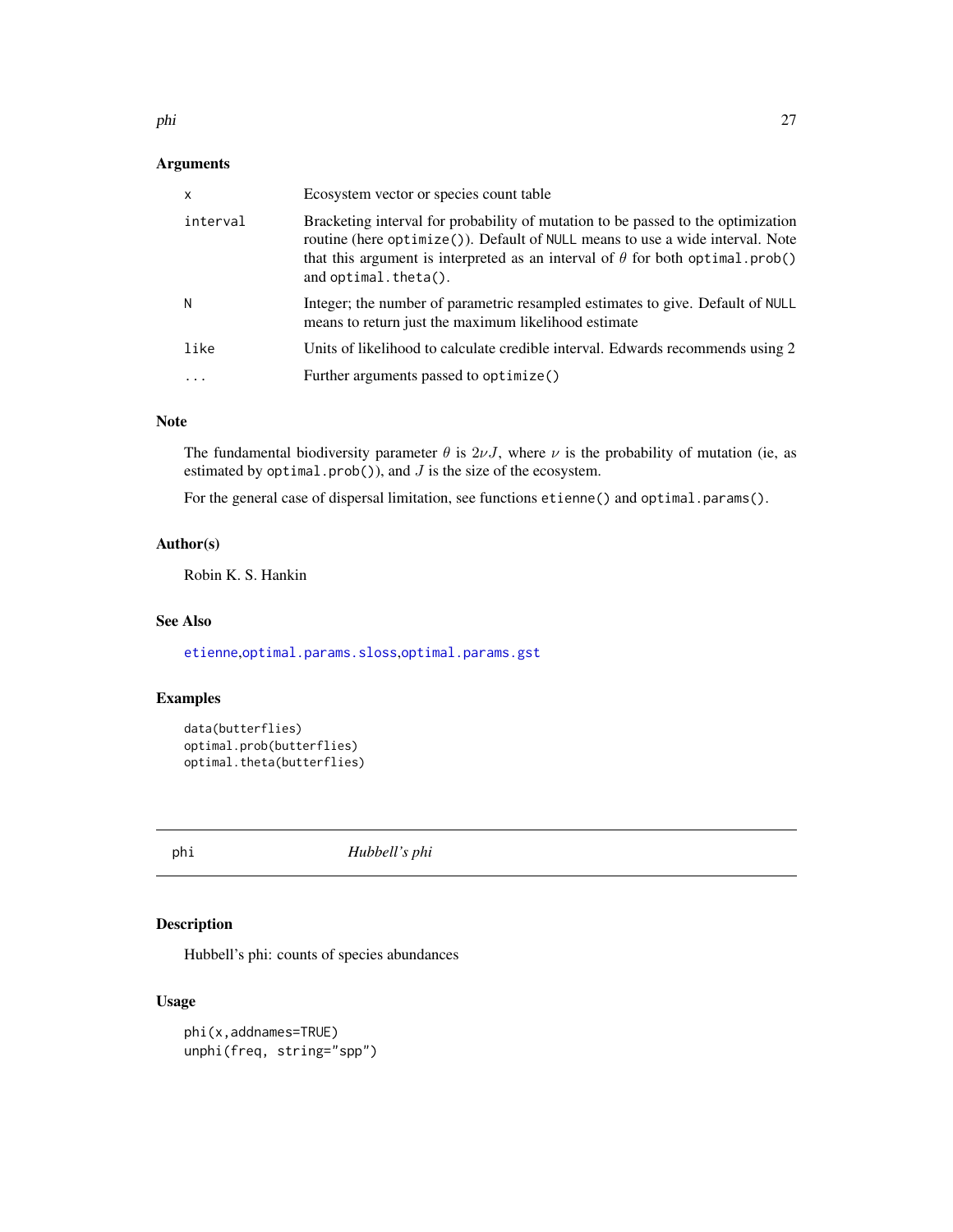### Arguments

| | |
|---|---|
| `x` | Ecosystem vector or species count table |
| `interval` | Bracketing interval for probability of mutation to be passed to the optimization routine (here `optimize()`). Default of `NULL` means to use a wide interval. Note that this argument is interpreted as an interval of $\theta$ for both `optimal.prob()` and `optimal.theta()`. |
| `N` | Integer; the number of parametric resampled estimates to give. Default of `NULL` means to return just the maximum likelihood estimate |
| `like` | Units of likelihood to calculate credible interval. Edwards recommends using 2 |
| `...` | Further arguments passed to `optimize()` |

### Note

The fundamental biodiversity parameter $\theta$ is $2\nu J$, where $\nu$ is the probability of mutation (ie, as estimated by `optimal.prob()`), and $J$ is the size of the ecosystem.

For the general case of dispersal limitation, see functions `etienne()` and `optimal.params()`.

### Author(s)

Robin K. S. Hankin

### See Also

`etienne`,`optimal.params.sloss`,`optimal.params.gst`

### Examples

```
data(butterflies)
optimal.prob(butterflies)
optimal.theta(butterflies)
```

---

## phi *Hubbell's phi*

---

### Description

Hubbell's phi: counts of species abundances

### Usage

```
phi(x,addnames=TRUE)
unphi(freq, string="spp")
```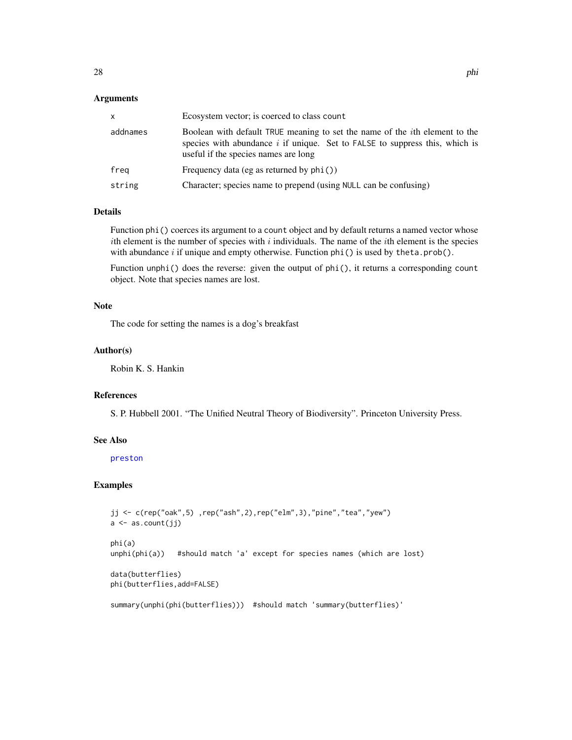### Arguments

| | |
|---|---|
| `x` | Ecosystem vector; is coerced to class `count` |
| `addnames` | Boolean with default `TRUE` meaning to set the name of the $i$th element to the species with abundance $i$ if unique. Set to `FALSE` to suppress this, which is useful if the species names are long |
| `freq` | Frequency data (eg as returned by `phi()`) |
| `string` | Character; species name to prepend (using `NULL` can be confusing) |

### Details

Function `phi()` coerces its argument to a `count` object and by default returns a named vector whose $i$th element is the number of species with $i$ individuals. The name of the $i$th element is the species with abundance $i$ if unique and empty otherwise. Function `phi()` is used by `theta.prob()`.

Function `unphi()` does the reverse: given the output of `phi()`, it returns a corresponding `count` object. Note that species names are lost.

### Note

The code for setting the names is a dog's breakfast

### Author(s)

Robin K. S. Hankin

### References

S. P. Hubbell 2001. "The Unified Neutral Theory of Biodiversity". Princeton University Press.

### See Also

preston

### Examples

```
jj <- c(rep("oak",5) ,rep("ash",2),rep("elm",3),"pine","tea","yew")
a <- as.count(jj)

phi(a)
unphi(phi(a))   #should match 'a' except for species names (which are lost)

data(butterflies)
phi(butterflies,add=FALSE)

summary(unphi(phi(butterflies)))  #should match 'summary(butterflies)'
```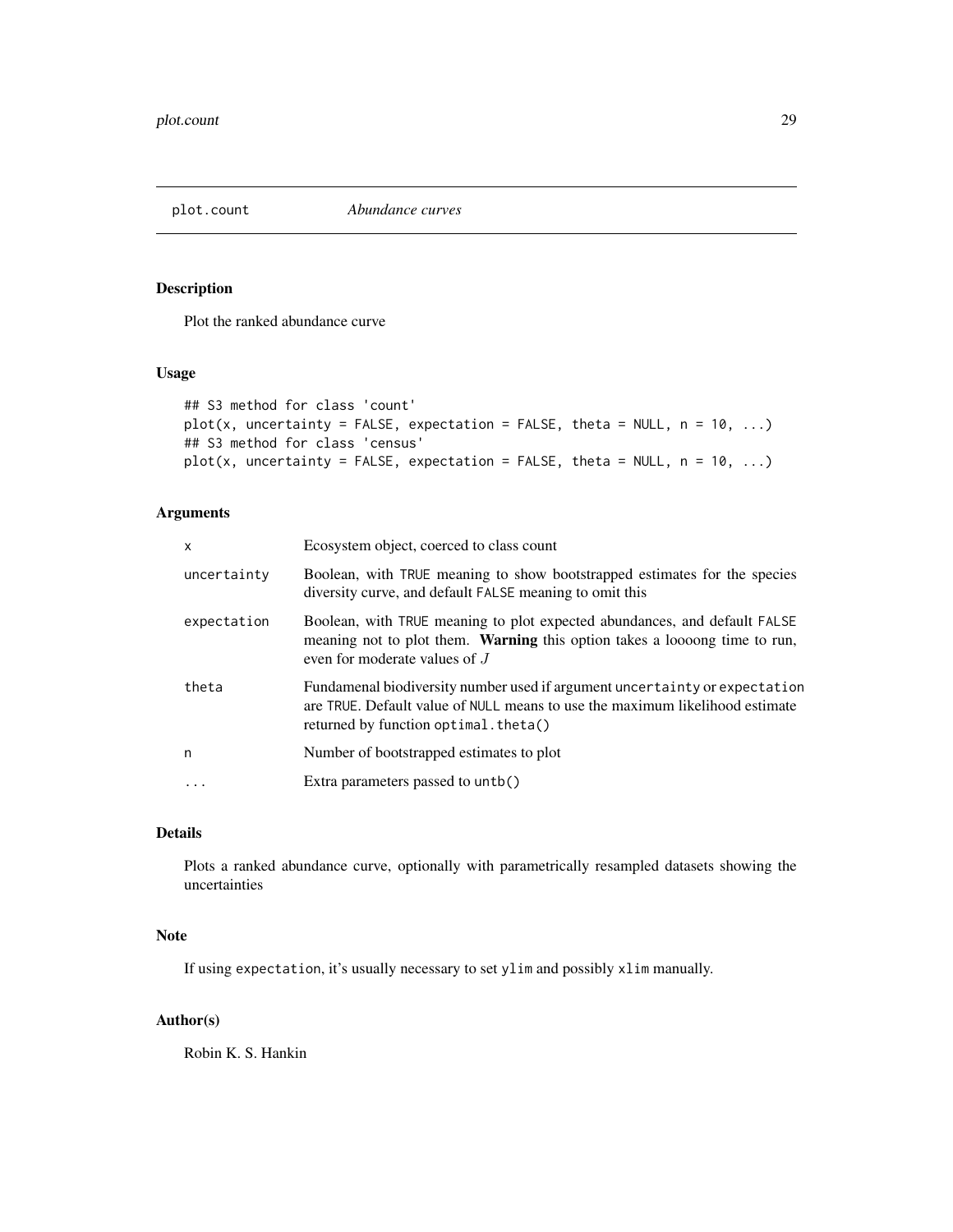# plot.count *Abundance curves*

## Description

Plot the ranked abundance curve

## Usage

```
## S3 method for class 'count'
plot(x, uncertainty = FALSE, expectation = FALSE, theta = NULL, n = 10, ...)
## S3 method for class 'census'
plot(x, uncertainty = FALSE, expectation = FALSE, theta = NULL, n = 10, ...)
```

## Arguments

| | |
|---|---|
| `x` | Ecosystem object, coerced to class count |
| `uncertainty` | Boolean, with `TRUE` meaning to show bootstrapped estimates for the species diversity curve, and default `FALSE` meaning to omit this |
| `expectation` | Boolean, with `TRUE` meaning to plot expected abundances, and default `FALSE` meaning not to plot them. **Warning** this option takes a loooong time to run, even for moderate values of $J$ |
| `theta` | Fundamenal biodiversity number used if argument `uncertainty` or `expectation` are `TRUE`. Default value of `NULL` means to use the maximum likelihood estimate returned by function `optimal.theta()` |
| `n` | Number of bootstrapped estimates to plot |
| `...` | Extra parameters passed to `untb()` |

## Details

Plots a ranked abundance curve, optionally with parametrically resampled datasets showing the uncertainties

## Note

If using `expectation`, it's usually necessary to set `ylim` and possibly `xlim` manually.

## Author(s)

Robin K. S. Hankin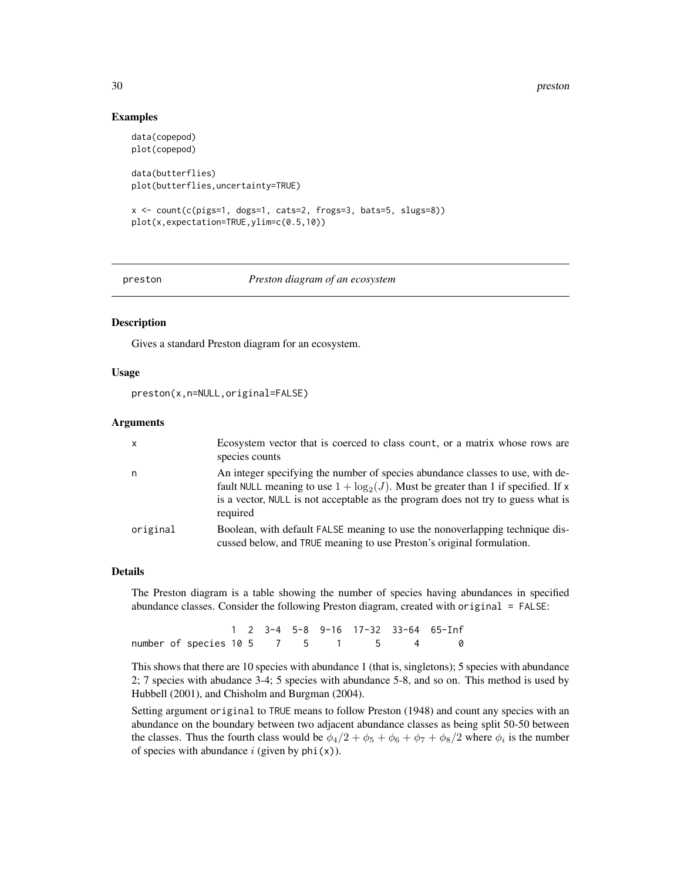### Examples

```
data(copepod)
plot(copepod)

data(butterflies)
plot(butterflies,uncertainty=TRUE)

x <- count(c(pigs=1, dogs=1, cats=2, frogs=3, bats=5, slugs=8))
plot(x,expectation=TRUE,ylim=c(0.5,10))
```

---

## preston — *Preston diagram of an ecosystem*

### Description

Gives a standard Preston diagram for an ecosystem.

### Usage

```
preston(x,n=NULL,original=FALSE)
```

### Arguments

| | |
|---|---|
| x | Ecosystem vector that is coerced to class count, or a matrix whose rows are species counts |
| n | An integer specifying the number of species abundance classes to use, with default NULL meaning to use $1 + \log_2(J)$. Must be greater than 1 if specified. If x is a vector, NULL is not acceptable as the program does not try to guess what is required |
| original | Boolean, with default FALSE meaning to use the nonoverlapping technique discussed below, and TRUE meaning to use Preston's original formulation. |

### Details

The Preston diagram is a table showing the number of species having abundances in specified abundance classes. Consider the following Preston diagram, created with original = FALSE:

```
                   1  2  3-4  5-8  9-16  17-32  33-64  65-Inf
number of species 10  5    7    5     1      5      4       0
```

This shows that there are 10 species with abundance 1 (that is, singletons); 5 species with abundance 2; 7 species with abudance 3-4; 5 species with abundance 5-8, and so on. This method is used by Hubbell (2001), and Chisholm and Burgman (2004).

Setting argument original to TRUE means to follow Preston (1948) and count any species with an abundance on the boundary between two adjacent abundance classes as being split 50-50 between the classes. Thus the fourth class would be $\phi_4/2 + \phi_5 + \phi_6 + \phi_7 + \phi_8/2$ where $\phi_i$ is the number of species with abundance $i$ (given by phi(x)).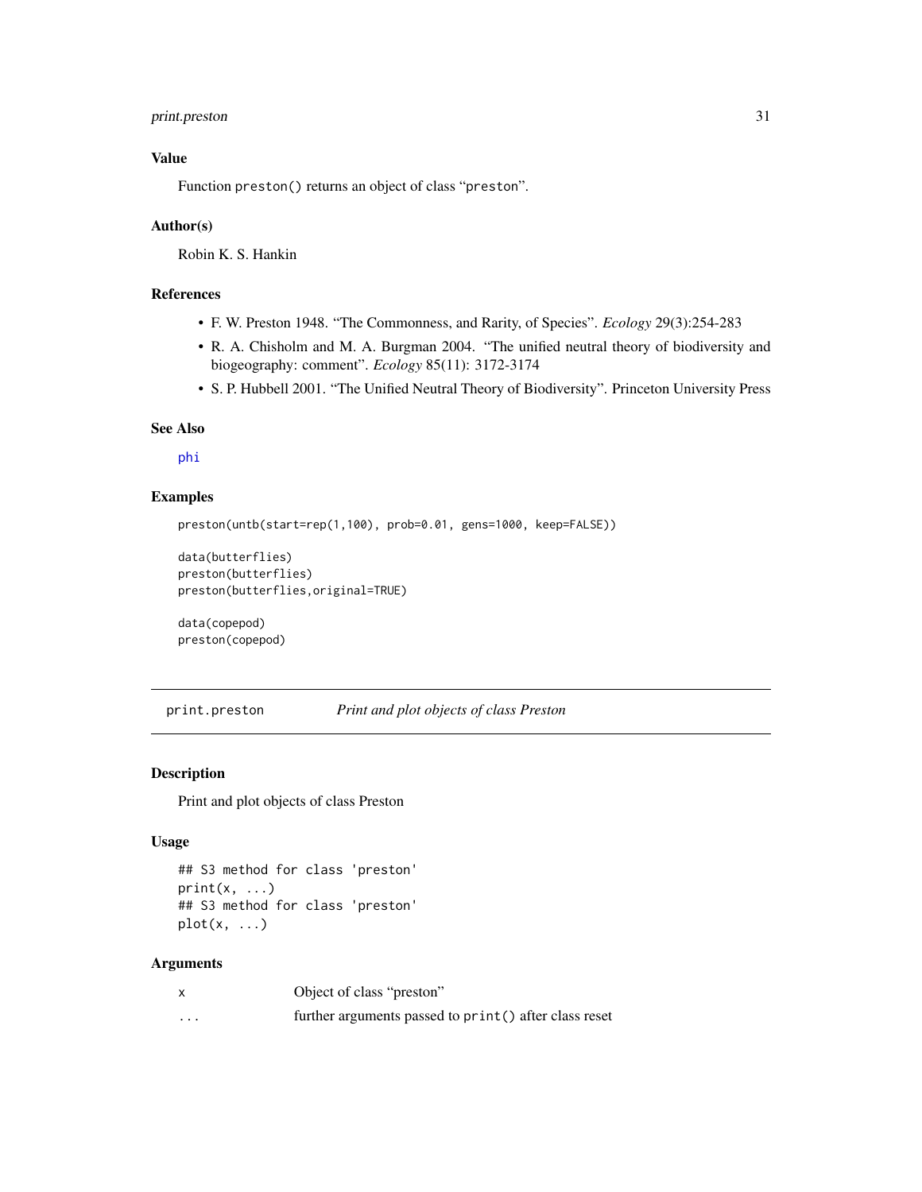### Value

Function `preston()` returns an object of class "`preston`".

### Author(s)

Robin K. S. Hankin

### References

- F. W. Preston 1948. "The Commonness, and Rarity, of Species". *Ecology* 29(3):254-283
- R. A. Chisholm and M. A. Burgman 2004. "The unified neutral theory of biodiversity and biogeography: comment". *Ecology* 85(11): 3172-3174
- S. P. Hubbell 2001. "The Unified Neutral Theory of Biodiversity". Princeton University Press

### See Also

`phi`

### Examples

```
preston(untb(start=rep(1,100), prob=0.01, gens=1000, keep=FALSE))

data(butterflies)
preston(butterflies)
preston(butterflies,original=TRUE)

data(copepod)
preston(copepod)
```

---

## print.preston *Print and plot objects of class Preston*

---

### Description

Print and plot objects of class Preston

### Usage

```
## S3 method for class 'preston'
print(x, ...)
## S3 method for class 'preston'
plot(x, ...)
```

### Arguments

| | |
|---|---|
| `x` | Object of class "preston" |
| `...` | further arguments passed to `print()` after class reset |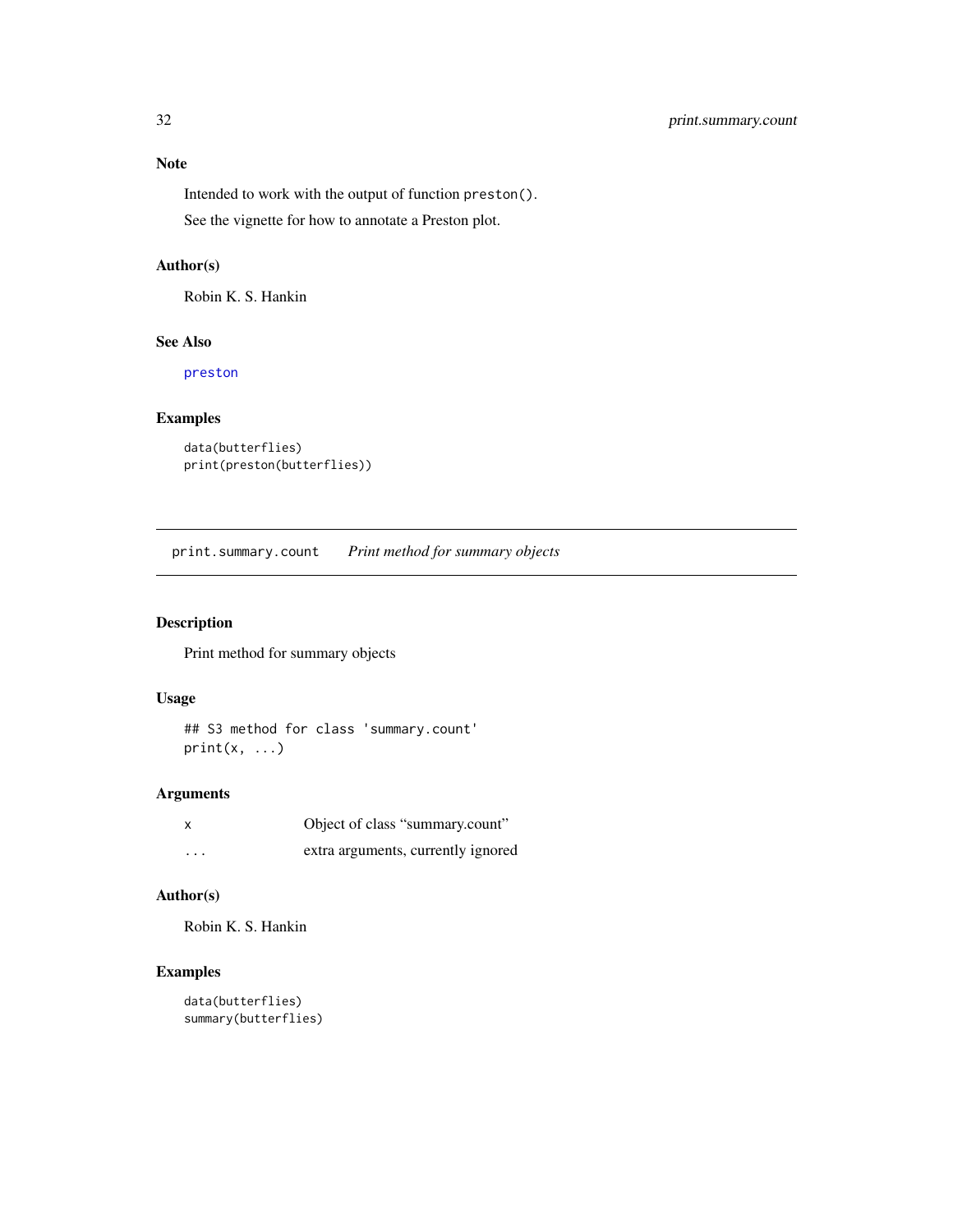### Note

Intended to work with the output of function `preston()`.

See the vignette for how to annotate a Preston plot.

### Author(s)

Robin K. S. Hankin

### See Also

preston

### Examples

```
data(butterflies)
print(preston(butterflies))
```

---

## print.summary.count    *Print method for summary objects*

---

### Description

Print method for summary objects

### Usage

```
## S3 method for class 'summary.count'
print(x, ...)
```

### Arguments

| | |
|---|---|
| x | Object of class “summary.count” |
| ... | extra arguments, currently ignored |

### Author(s)

Robin K. S. Hankin

### Examples

```
data(butterflies)
summary(butterflies)
```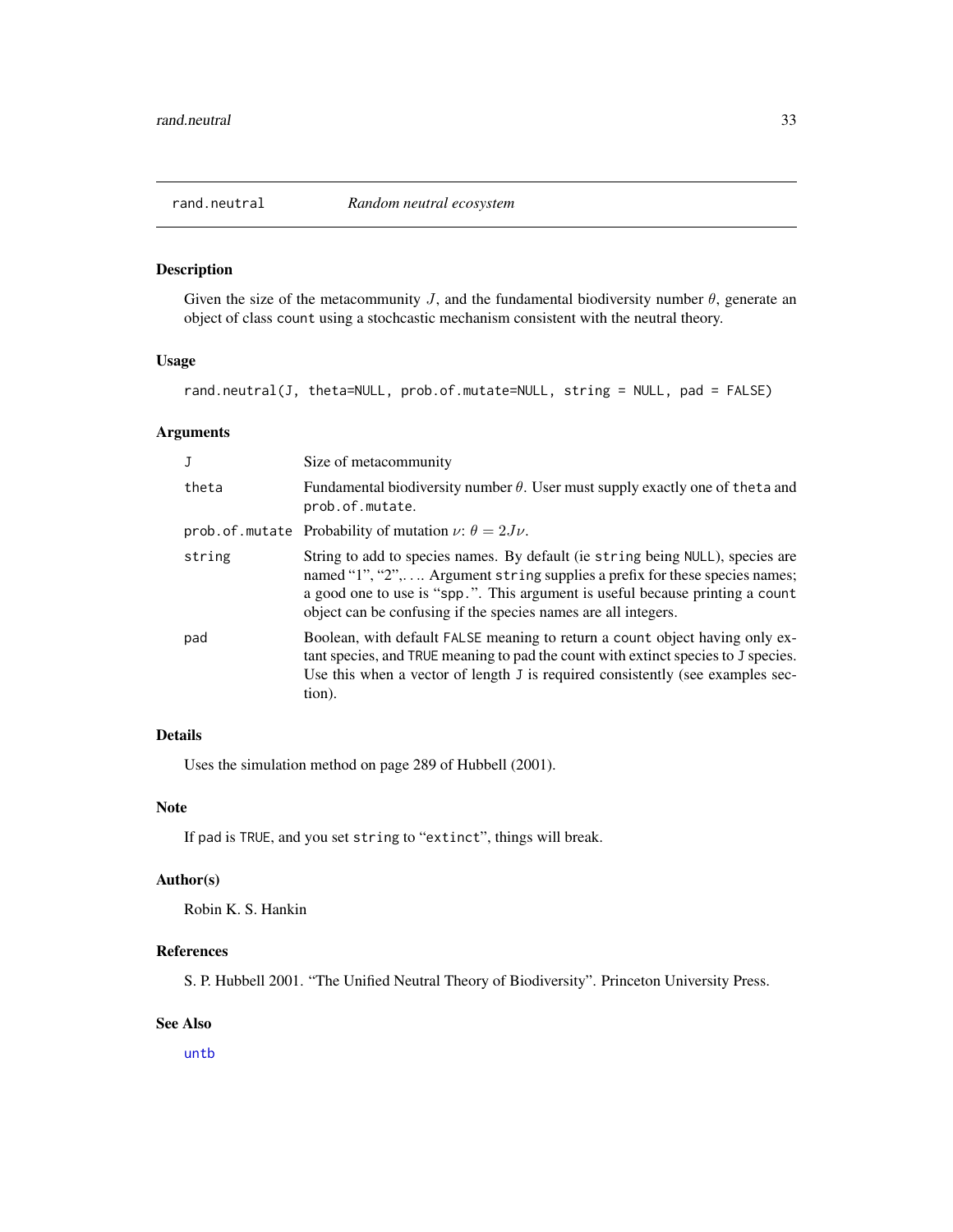## rand.neutral *Random neutral ecosystem*

### Description

Given the size of the metacommunity $J$, and the fundamental biodiversity number $\theta$, generate an object of class count using a stochcastic mechanism consistent with the neutral theory.

### Usage

```
rand.neutral(J, theta=NULL, prob.of.mutate=NULL, string = NULL, pad = FALSE)
```

### Arguments

| | |
|---|---|
| J | Size of metacommunity |
| theta | Fundamental biodiversity number $\theta$. User must supply exactly one of theta and prob.of.mutate. |
| prob.of.mutate | Probability of mutation $\nu$: $\theta = 2J\nu$. |
| string | String to add to species names. By default (ie string being NULL), species are named "1", "2",. . .. Argument string supplies a prefix for these species names; a good one to use is "spp.". This argument is useful because printing a count object can be confusing if the species names are all integers. |
| pad | Boolean, with default FALSE meaning to return a count object having only extant species, and TRUE meaning to pad the count with extinct species to J species. Use this when a vector of length J is required consistently (see examples section). |

### Details

Uses the simulation method on page 289 of Hubbell (2001).

### Note

If pad is TRUE, and you set string to "extinct", things will break.

### Author(s)

Robin K. S. Hankin

### References

S. P. Hubbell 2001. "The Unified Neutral Theory of Biodiversity". Princeton University Press.

### See Also

untb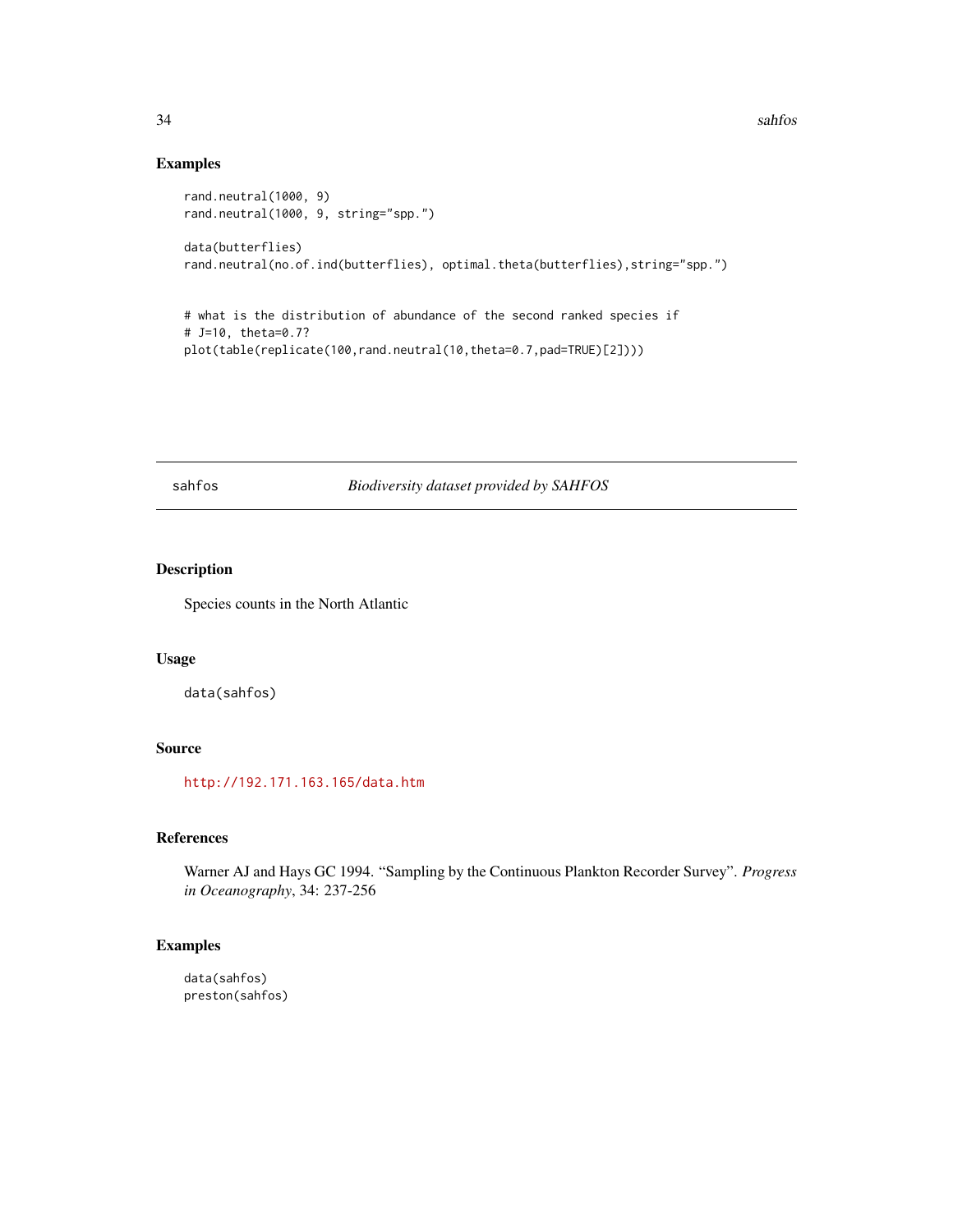## Examples

```
rand.neutral(1000, 9)
rand.neutral(1000, 9, string="spp.")

data(butterflies)
rand.neutral(no.of.ind(butterflies), optimal.theta(butterflies),string="spp.")


# what is the distribution of abundance of the second ranked species if
# J=10, theta=0.7?
plot(table(replicate(100,rand.neutral(10,theta=0.7,pad=TRUE)[2])))
```

---

# sahfos *Biodiversity dataset provided by SAHFOS*

---

## Description

Species counts in the North Atlantic

## Usage

```
data(sahfos)
```

## Source

http://192.171.163.165/data.htm

## References

Warner AJ and Hays GC 1994. "Sampling by the Continuous Plankton Recorder Survey". *Progress in Oceanography*, 34: 237-256

## Examples

```
data(sahfos)
preston(sahfos)
```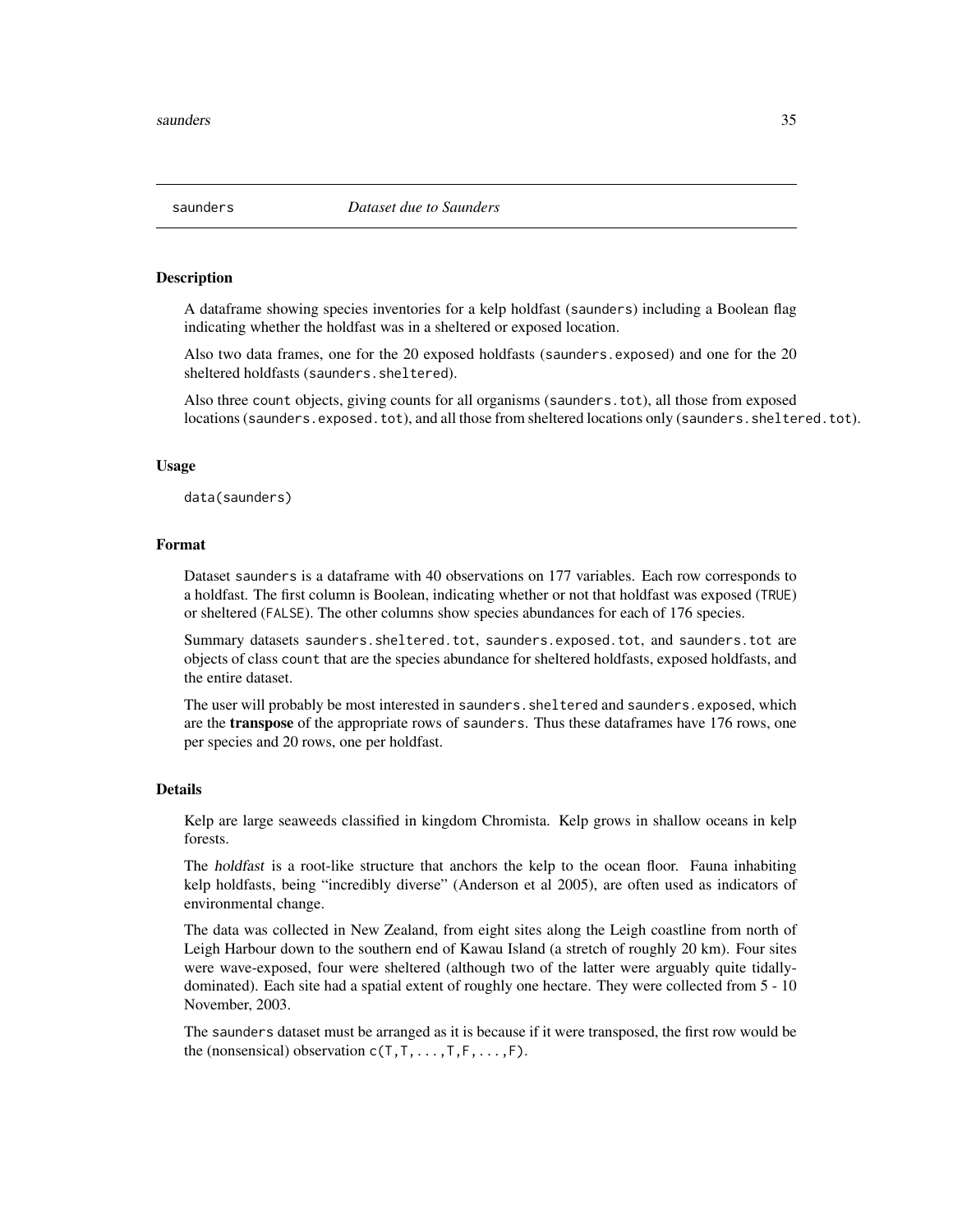## saunders *Dataset due to Saunders*

### Description

A dataframe showing species inventories for a kelp holdfast (`saunders`) including a Boolean flag indicating whether the holdfast was in a sheltered or exposed location.

Also two data frames, one for the 20 exposed holdfasts (`saunders.exposed`) and one for the 20 sheltered holdfasts (`saunders.sheltered`).

Also three `count` objects, giving counts for all organisms (`saunders.tot`), all those from exposed locations (`saunders.exposed.tot`), and all those from sheltered locations only (`saunders.sheltered.tot`).

### Usage

```
data(saunders)
```

### Format

Dataset `saunders` is a dataframe with 40 observations on 177 variables. Each row corresponds to a holdfast. The first column is Boolean, indicating whether or not that holdfast was exposed (`TRUE`) or sheltered (`FALSE`). The other columns show species abundances for each of 176 species.

Summary datasets `saunders.sheltered.tot`, `saunders.exposed.tot`, and `saunders.tot` are objects of class `count` that are the species abundance for sheltered holdfasts, exposed holdfasts, and the entire dataset.

The user will probably be most interested in `saunders.sheltered` and `saunders.exposed`, which are the **transpose** of the appropriate rows of `saunders`. Thus these dataframes have 176 rows, one per species and 20 rows, one per holdfast.

### Details

Kelp are large seaweeds classified in kingdom Chromista. Kelp grows in shallow oceans in kelp forests.

The *holdfast* is a root-like structure that anchors the kelp to the ocean floor. Fauna inhabiting kelp holdfasts, being "incredibly diverse" (Anderson et al 2005), are often used as indicators of environmental change.

The data was collected in New Zealand, from eight sites along the Leigh coastline from north of Leigh Harbour down to the southern end of Kawau Island (a stretch of roughly 20 km). Four sites were wave-exposed, four were sheltered (although two of the latter were arguably quite tidally-dominated). Each site had a spatial extent of roughly one hectare. They were collected from 5 - 10 November, 2003.

The `saunders` dataset must be arranged as it is because if it were transposed, the first row would be the (nonsensical) observation `c(T,T,...,T,F,...,F)`.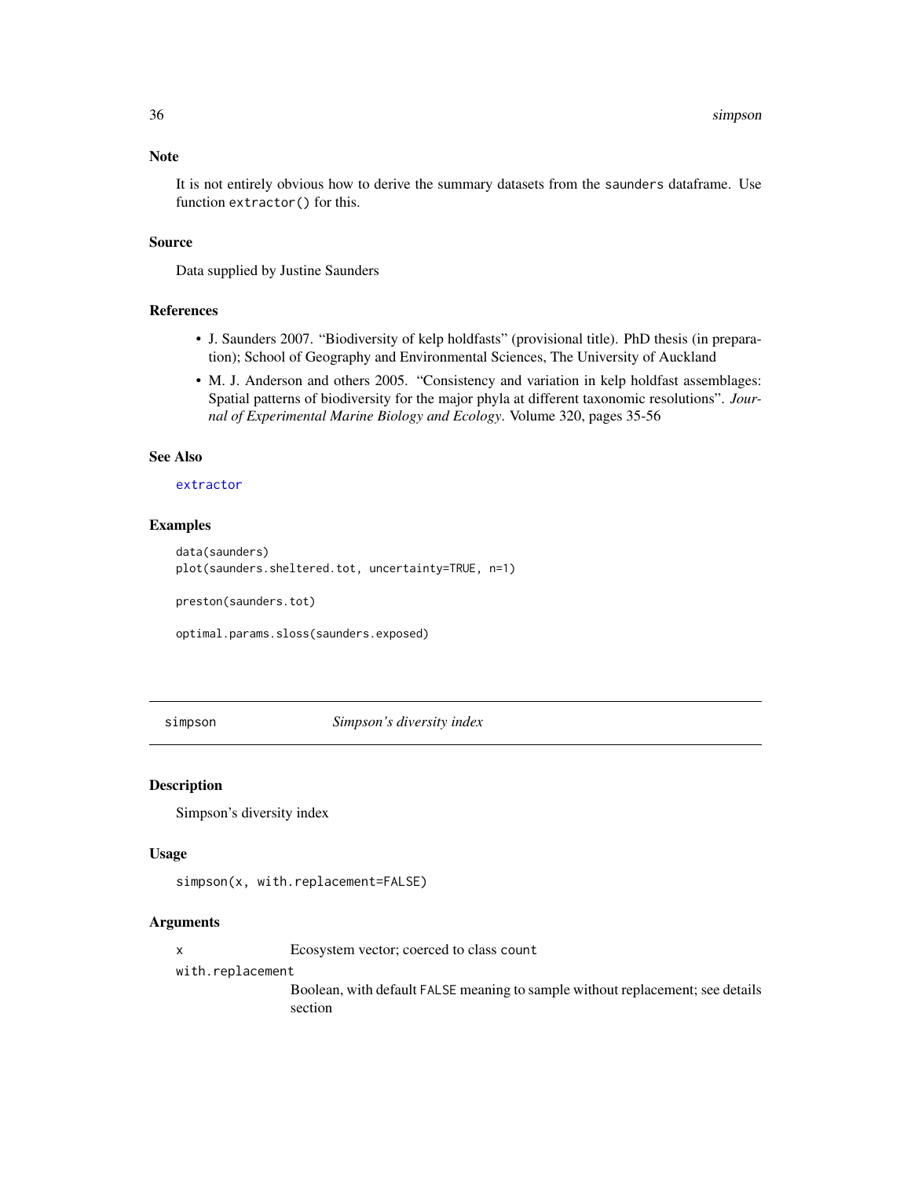### Note

It is not entirely obvious how to derive the summary datasets from the saunders dataframe. Use function extractor() for this.

### Source

Data supplied by Justine Saunders

### References

- J. Saunders 2007. "Biodiversity of kelp holdfasts" (provisional title). PhD thesis (in preparation); School of Geography and Environmental Sciences, The University of Auckland
- M. J. Anderson and others 2005. "Consistency and variation in kelp holdfast assemblages: Spatial patterns of biodiversity for the major phyla at different taxonomic resolutions". *Journal of Experimental Marine Biology and Ecology*. Volume 320, pages 35-56

### See Also

extractor

### Examples

```
data(saunders)
plot(saunders.sheltered.tot, uncertainty=TRUE, n=1)

preston(saunders.tot)

optimal.params.sloss(saunders.exposed)
```

---

## simpson — *Simpson's diversity index*

### Description

Simpson's diversity index

### Usage

```
simpson(x, with.replacement=FALSE)
```

### Arguments

| | |
|---|---|
| x | Ecosystem vector; coerced to class count |
| with.replacement | Boolean, with default FALSE meaning to sample without replacement; see details section |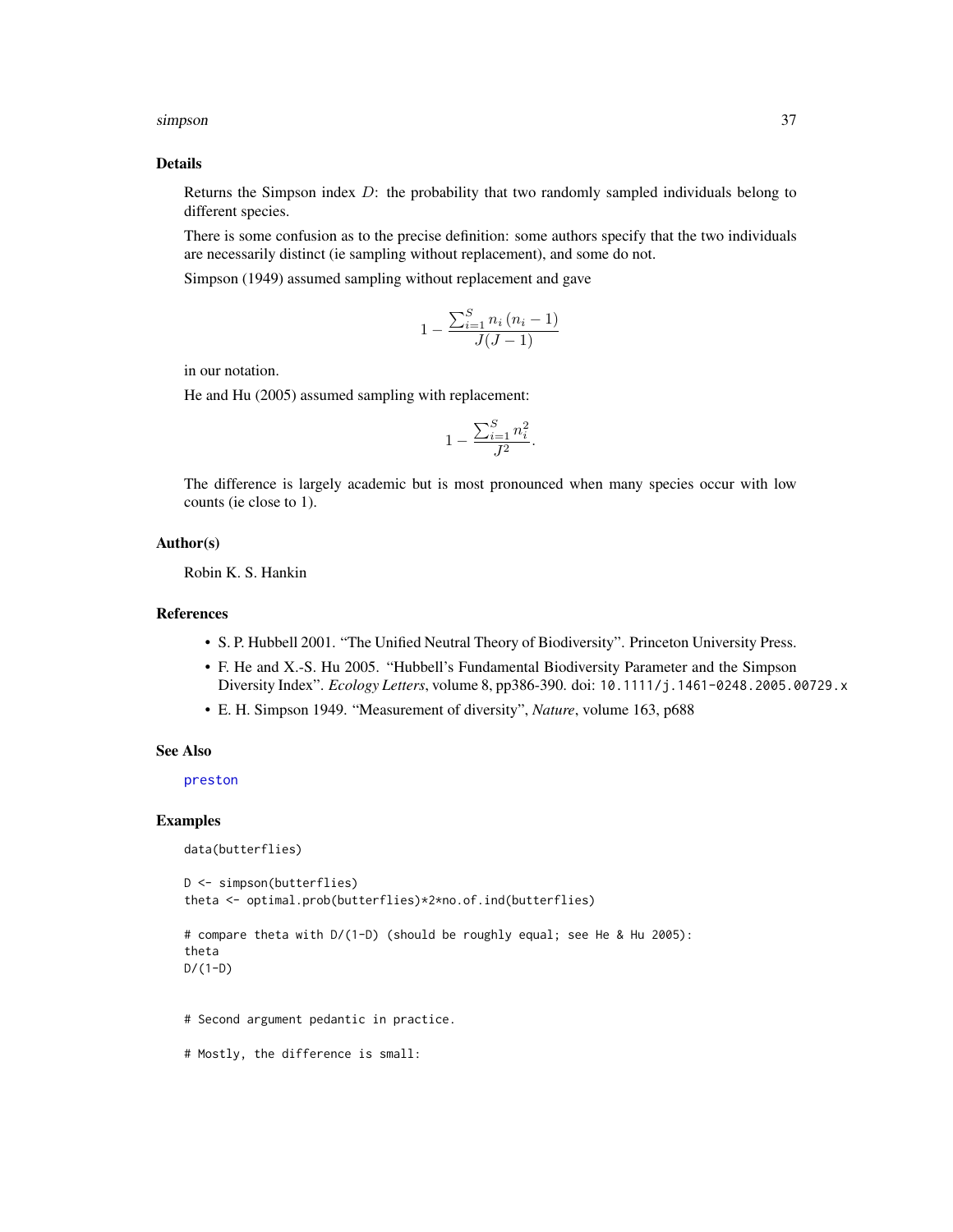## Details

Returns the Simpson index $D$: the probability that two randomly sampled individuals belong to different species.

There is some confusion as to the precise definition: some authors specify that the two individuals are necessarily distinct (ie sampling without replacement), and some do not.

Simpson (1949) assumed sampling without replacement and gave

$$1 - \frac{\sum_{i=1}^{S} n_i\,(n_i - 1)}{J(J-1)}$$

in our notation.

He and Hu (2005) assumed sampling with replacement:

$$1 - \frac{\sum_{i=1}^{S} n_i^2}{J^2}.$$

The difference is largely academic but is most pronounced when many species occur with low counts (ie close to 1).

## Author(s)

Robin K. S. Hankin

## References

- S. P. Hubbell 2001. "The Unified Neutral Theory of Biodiversity". Princeton University Press.
- F. He and X.-S. Hu 2005. "Hubbell's Fundamental Biodiversity Parameter and the Simpson Diversity Index". *Ecology Letters*, volume 8, pp386-390. doi: 10.1111/j.1461-0248.2005.00729.x
- E. H. Simpson 1949. "Measurement of diversity", *Nature*, volume 163, p688

## See Also

preston

## Examples

```
data(butterflies)

D <- simpson(butterflies)
theta <- optimal.prob(butterflies)*2*no.of.ind(butterflies)

# compare theta with D/(1-D) (should be roughly equal; see He & Hu 2005):
theta
D/(1-D)


# Second argument pedantic in practice.

# Mostly, the difference is small:
```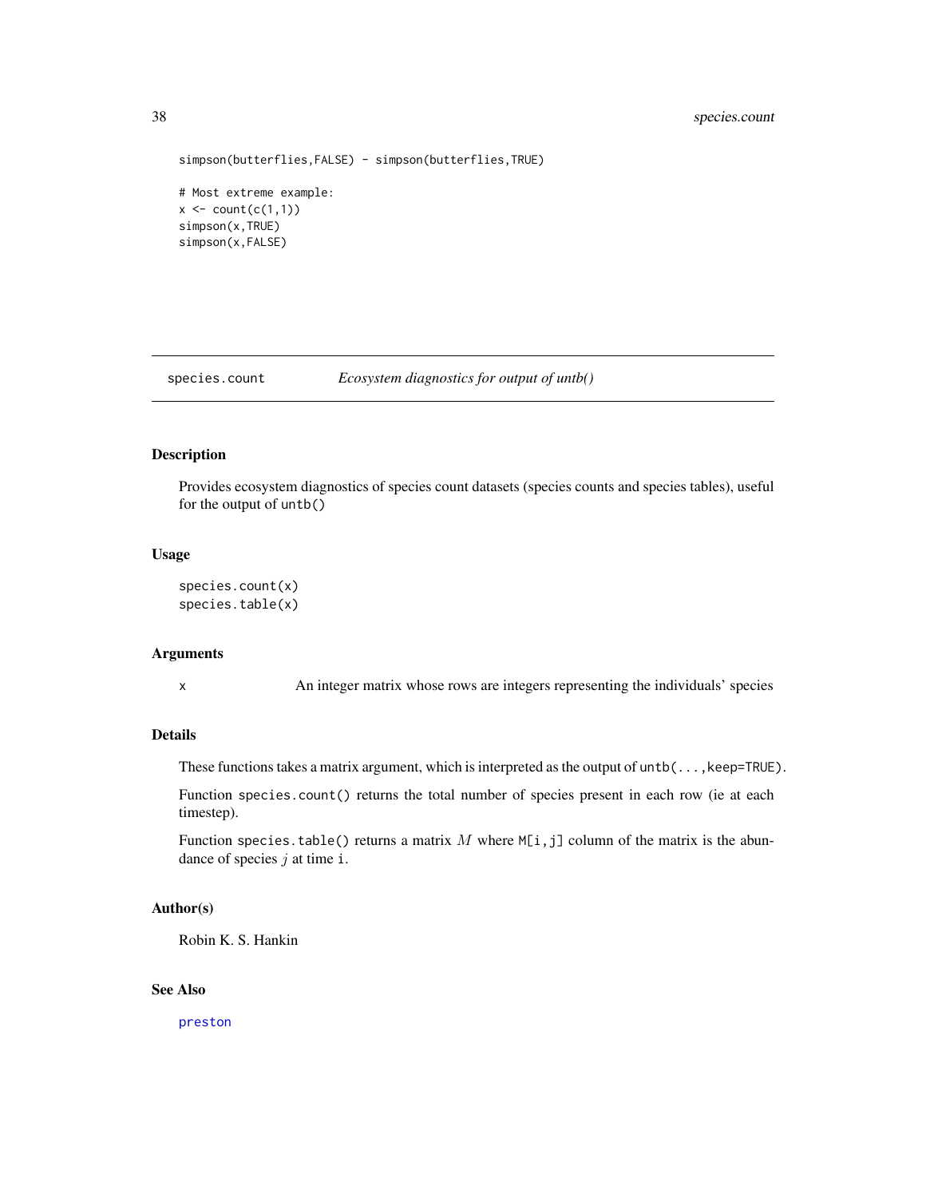```
simpson(butterflies,FALSE) - simpson(butterflies,TRUE)

# Most extreme example:
x <- count(c(1,1))
simpson(x,TRUE)
simpson(x,FALSE)
```

## species.count — *Ecosystem diagnostics for output of untb()*

### Description

Provides ecosystem diagnostics of species count datasets (species counts and species tables), useful for the output of `untb()`

### Usage

```
species.count(x)
species.table(x)
```

### Arguments

| | |
|---|---|
| x | An integer matrix whose rows are integers representing the individuals' species |

### Details

These functions takes a matrix argument, which is interpreted as the output of `untb(...,keep=TRUE)`.

Function `species.count()` returns the total number of species present in each row (ie at each timestep).

Function `species.table()` returns a matrix $M$ where `M[i,j]` column of the matrix is the abundance of species $j$ at time `i`.

### Author(s)

Robin K. S. Hankin

### See Also

`preston`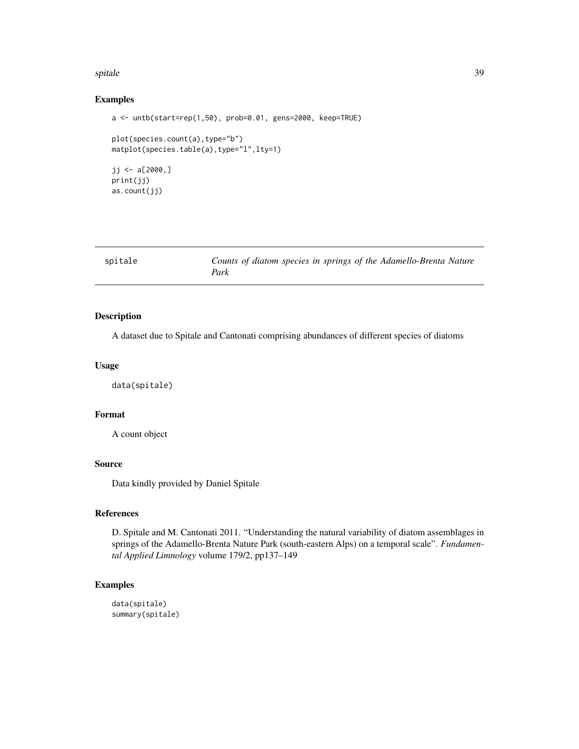## Examples

```
a <- untb(start=rep(1,50), prob=0.01, gens=2000, keep=TRUE)

plot(species.count(a),type="b")
matplot(species.table(a),type="l",lty=1)

jj <- a[2000,]
print(jj)
as.count(jj)
```

---

# spitale *Counts of diatom species in springs of the Adamello-Brenta Nature Park*

---

## Description

A dataset due to Spitale and Cantonati comprising abundances of different species of diatoms

## Usage

```
data(spitale)
```

## Format

A count object

## Source

Data kindly provided by Daniel Spitale

## References

D. Spitale and M. Cantonati 2011. "Understanding the natural variability of diatom assemblages in springs of the Adamello-Brenta Nature Park (south-eastern Alps) on a temporal scale". *Fundamental Applied Limnology* volume 179/2, pp137–149

## Examples

```
data(spitale)
summary(spitale)
```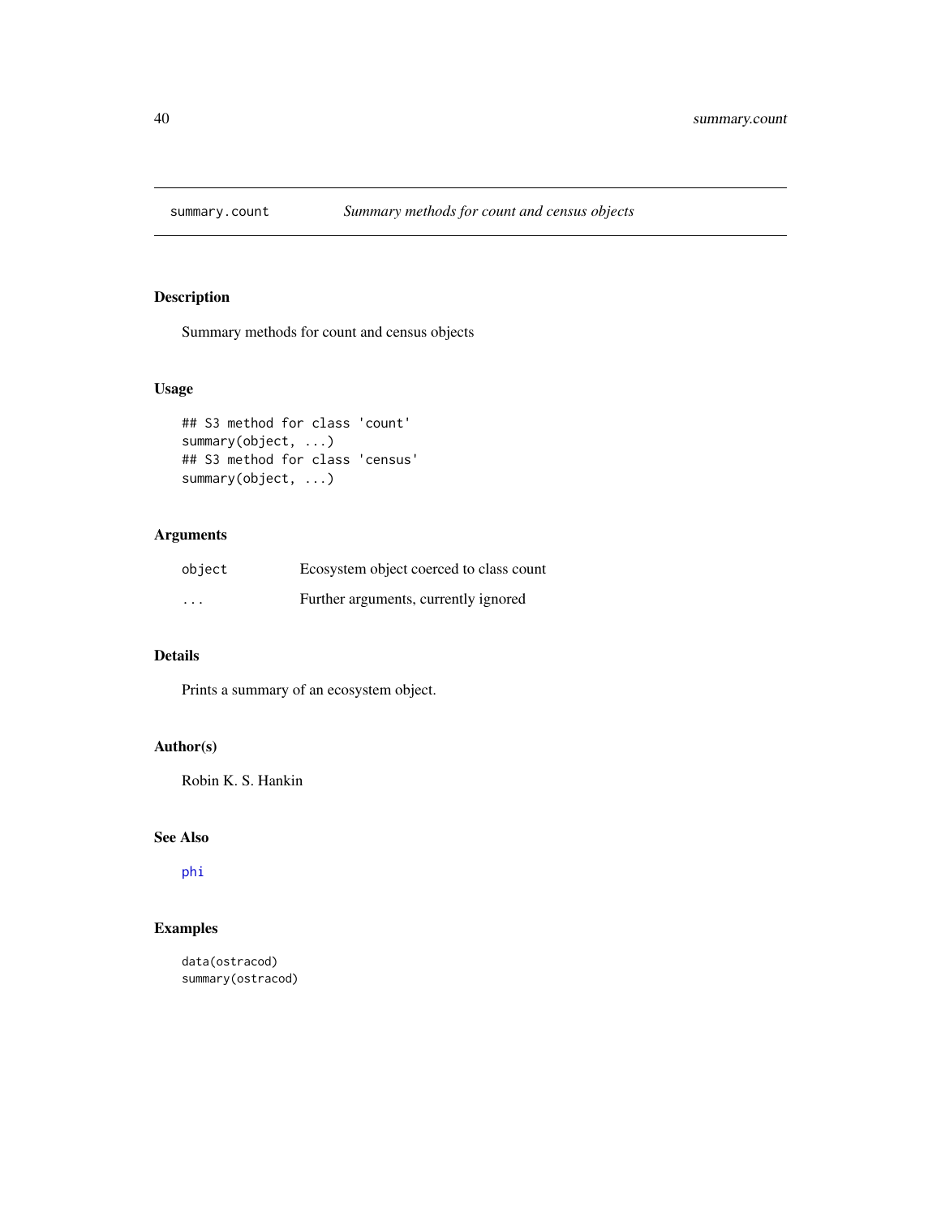# summary.count — *Summary methods for count and census objects*

## Description

Summary methods for count and census objects

## Usage

```
## S3 method for class 'count'
summary(object, ...)
## S3 method for class 'census'
summary(object, ...)
```

## Arguments

| | |
|---|---|
| `object` | Ecosystem object coerced to class count |
| `...` | Further arguments, currently ignored |

## Details

Prints a summary of an ecosystem object.

## Author(s)

Robin K. S. Hankin

## See Also

`phi`

## Examples

```
data(ostracod)
summary(ostracod)
```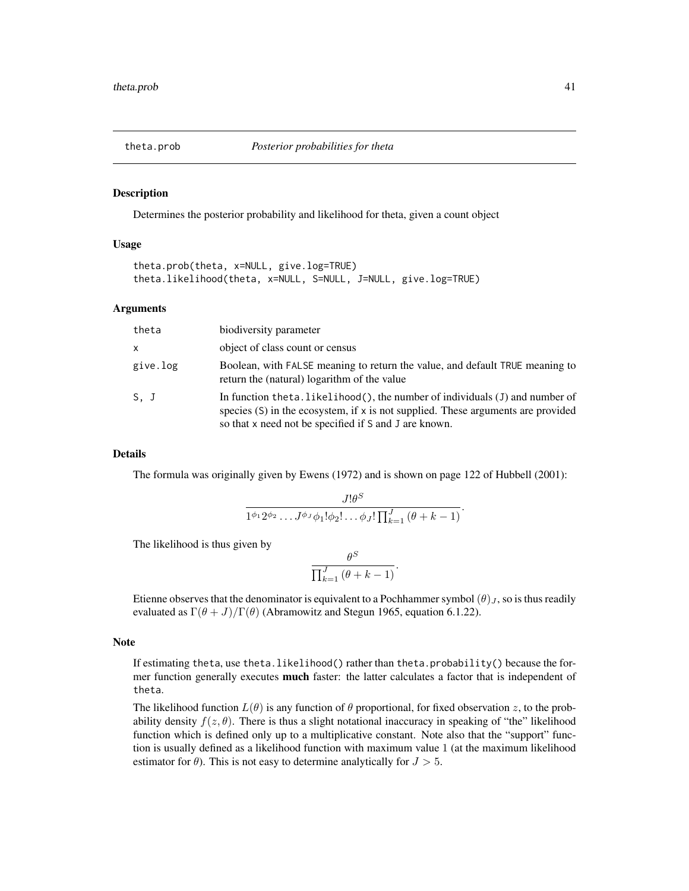# theta.prob *Posterior probabilities for theta*

## Description

Determines the posterior probability and likelihood for theta, given a count object

## Usage

```
theta.prob(theta, x=NULL, give.log=TRUE)
theta.likelihood(theta, x=NULL, S=NULL, J=NULL, give.log=TRUE)
```

## Arguments

| | |
|---|---|
| theta | biodiversity parameter |
| x | object of class count or census |
| give.log | Boolean, with FALSE meaning to return the value, and default TRUE meaning to return the (natural) logarithm of the value |
| S, J | In function theta.likelihood(), the number of individuals (J) and number of species (S) in the ecosystem, if x is not supplied. These arguments are provided so that x need not be specified if S and J are known. |

## Details

The formula was originally given by Ewens (1972) and is shown on page 122 of Hubbell (2001):

$$\frac{J!\theta^S}{1^{\phi_1}2^{\phi_2}\dots J^{\phi_J}\phi_1!\phi_2!\dots\phi_J!\prod_{k=1}^{J}(\theta+k-1)}.$$

The likelihood is thus given by

$$\frac{\theta^S}{\prod_{k=1}^{J}(\theta+k-1)}.$$

Etienne observes that the denominator is equivalent to a Pochhammer symbol $(\theta)_J$, so is thus readily evaluated as $\Gamma(\theta+J)/\Gamma(\theta)$ (Abramowitz and Stegun 1965, equation 6.1.22).

## Note

If estimating theta, use theta.likelihood() rather than theta.probability() because the former function generally executes **much** faster: the latter calculates a factor that is independent of theta.

The likelihood function $L(\theta)$ is any function of $\theta$ proportional, for fixed observation $z$, to the probability density $f(z,\theta)$. There is thus a slight notational inaccuracy in speaking of "the" likelihood function which is defined only up to a multiplicative constant. Note also that the "support" function is usually defined as a likelihood function with maximum value 1 (at the maximum likelihood estimator for $\theta$). This is not easy to determine analytically for $J > 5$.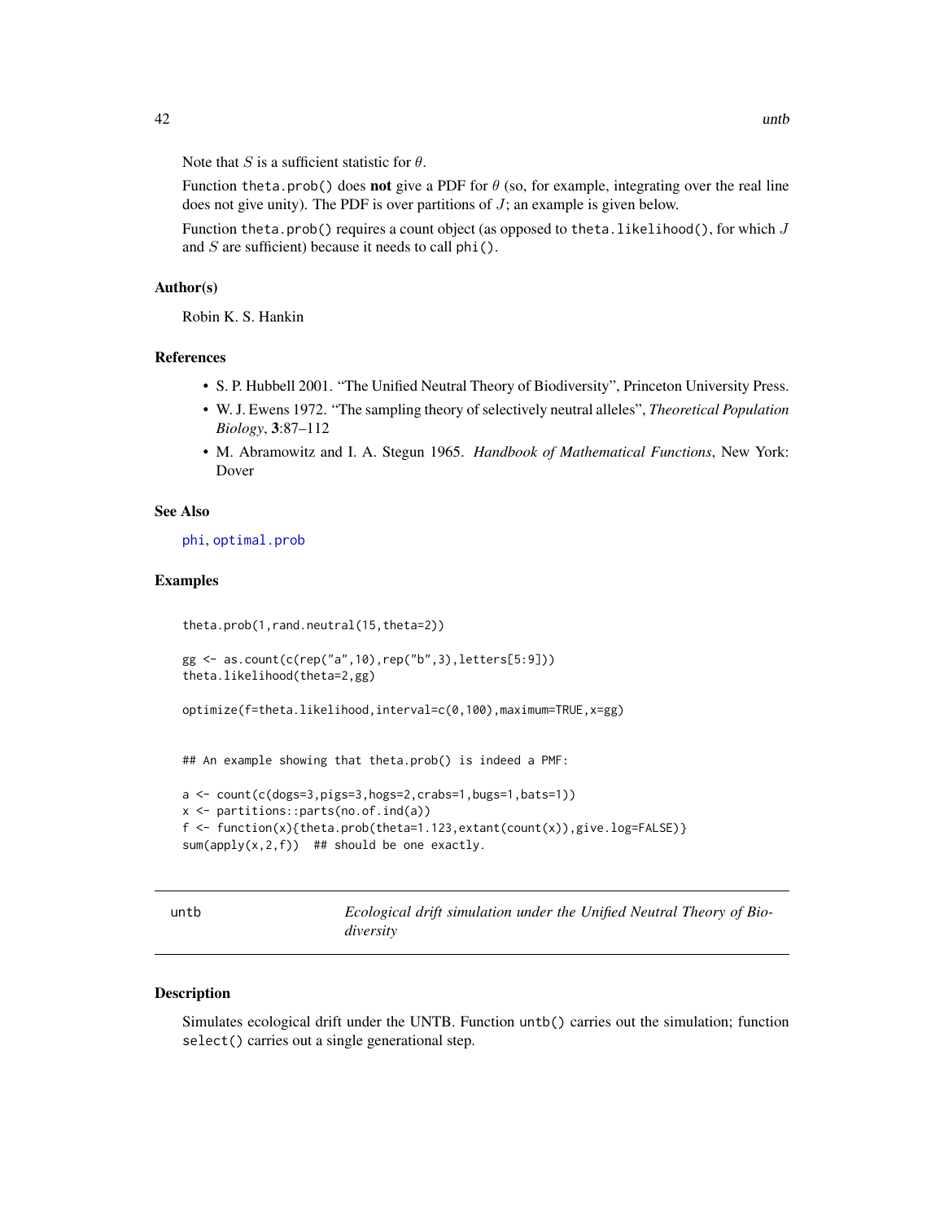Note that $S$ is a sufficient statistic for $\theta$.

Function theta.prob() does **not** give a PDF for $\theta$ (so, for example, integrating over the real line does not give unity). The PDF is over partitions of $J$; an example is given below.

Function theta.prob() requires a count object (as opposed to theta.likelihood(), for which $J$ and $S$ are sufficient) because it needs to call phi().

### Author(s)

Robin K. S. Hankin

### References

- S. P. Hubbell 2001. "The Unified Neutral Theory of Biodiversity", Princeton University Press.
- W. J. Ewens 1972. "The sampling theory of selectively neutral alleles", *Theoretical Population Biology*, **3**:87–112
- M. Abramowitz and I. A. Stegun 1965. *Handbook of Mathematical Functions*, New York: Dover

### See Also

phi, optimal.prob

### Examples

```
theta.prob(1,rand.neutral(15,theta=2))

gg <- as.count(c(rep("a",10),rep("b",3),letters[5:9]))
theta.likelihood(theta=2,gg)

optimize(f=theta.likelihood,interval=c(0,100),maximum=TRUE,x=gg)


## An example showing that theta.prob() is indeed a PMF:

a <- count(c(dogs=3,pigs=3,hogs=2,crabs=1,bugs=1,bats=1))
x <- partitions::parts(no.of.ind(a))
f <- function(x){theta.prob(theta=1.123,extant(count(x)),give.log=FALSE)}
sum(apply(x,2,f))  ## should be one exactly.
```

---

## untb — *Ecological drift simulation under the Unified Neutral Theory of Biodiversity*

### Description

Simulates ecological drift under the UNTB. Function untb() carries out the simulation; function select() carries out a single generational step.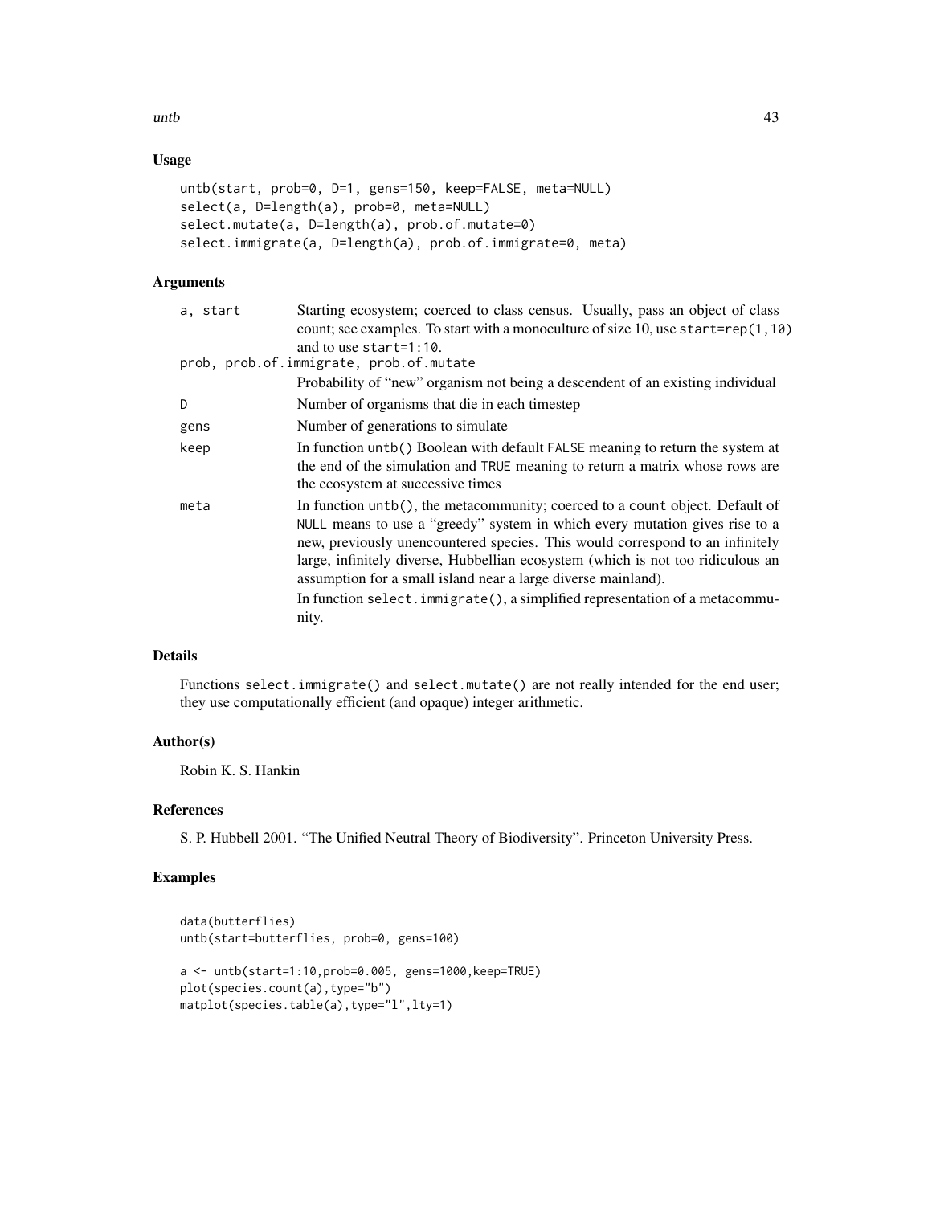## Usage

```
untb(start, prob=0, D=1, gens=150, keep=FALSE, meta=NULL)
select(a, D=length(a), prob=0, meta=NULL)
select.mutate(a, D=length(a), prob.of.mutate=0)
select.immigrate(a, D=length(a), prob.of.immigrate=0, meta)
```

## Arguments

| | |
|---|---|
| a, start | Starting ecosystem; coerced to class census. Usually, pass an object of class count; see examples. To start with a monoculture of size 10, use start=rep(1,10) and to use start=1:10. |
| prob, prob.of.immigrate, prob.of.mutate | Probability of "new" organism not being a descendent of an existing individual |
| D | Number of organisms that die in each timestep |
| gens | Number of generations to simulate |
| keep | In function untb() Boolean with default FALSE meaning to return the system at the end of the simulation and TRUE meaning to return a matrix whose rows are the ecosystem at successive times |
| meta | In function untb(), the metacommunity; coerced to a count object. Default of NULL means to use a "greedy" system in which every mutation gives rise to a new, previously unencountered species. This would correspond to an infinitely large, infinitely diverse, Hubbellian ecosystem (which is not too ridiculous an assumption for a small island near a large diverse mainland). In function select.immigrate(), a simplified representation of a metacommunity. |

## Details

Functions select.immigrate() and select.mutate() are not really intended for the end user; they use computationally efficient (and opaque) integer arithmetic.

## Author(s)

Robin K. S. Hankin

## References

S. P. Hubbell 2001. "The Unified Neutral Theory of Biodiversity". Princeton University Press.

## Examples

```
data(butterflies)
untb(start=butterflies, prob=0, gens=100)

a <- untb(start=1:10,prob=0.005, gens=1000,keep=TRUE)
plot(species.count(a),type="b")
matplot(species.table(a),type="l",lty=1)
```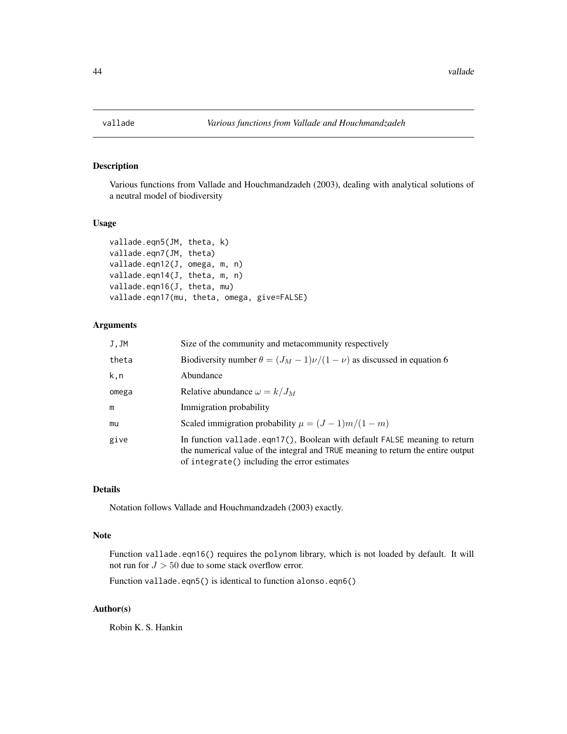# vallade *Various functions from Vallade and Houchmandzadeh*

## Description

Various functions from Vallade and Houchmandzadeh (2003), dealing with analytical solutions of a neutral model of biodiversity

## Usage

```
vallade.eqn5(JM, theta, k)
vallade.eqn7(JM, theta)
vallade.eqn12(J, omega, m, n)
vallade.eqn14(J, theta, m, n)
vallade.eqn16(J, theta, mu)
vallade.eqn17(mu, theta, omega, give=FALSE)
```

## Arguments

| | |
|---|---|
| J,JM | Size of the community and metacommunity respectively |
| theta | Biodiversity number $\theta = (J_M - 1)\nu/(1 - \nu)$ as discussed in equation 6 |
| k,n | Abundance |
| omega | Relative abundance $\omega = k/J_M$ |
| m | Immigration probability |
| mu | Scaled immigration probability $\mu = (J - 1)m/(1 - m)$ |
| give | In function `vallade.eqn17()`, Boolean with default `FALSE` meaning to return the numerical value of the integral and `TRUE` meaning to return the entire output of `integrate()` including the error estimates |

## Details

Notation follows Vallade and Houchmandzadeh (2003) exactly.

## Note

Function `vallade.eqn16()` requires the `polynom` library, which is not loaded by default. It will not run for $J > 50$ due to some stack overflow error.

Function `vallade.eqn5()` is identical to function `alonso.eqn6()`

## Author(s)

Robin K. S. Hankin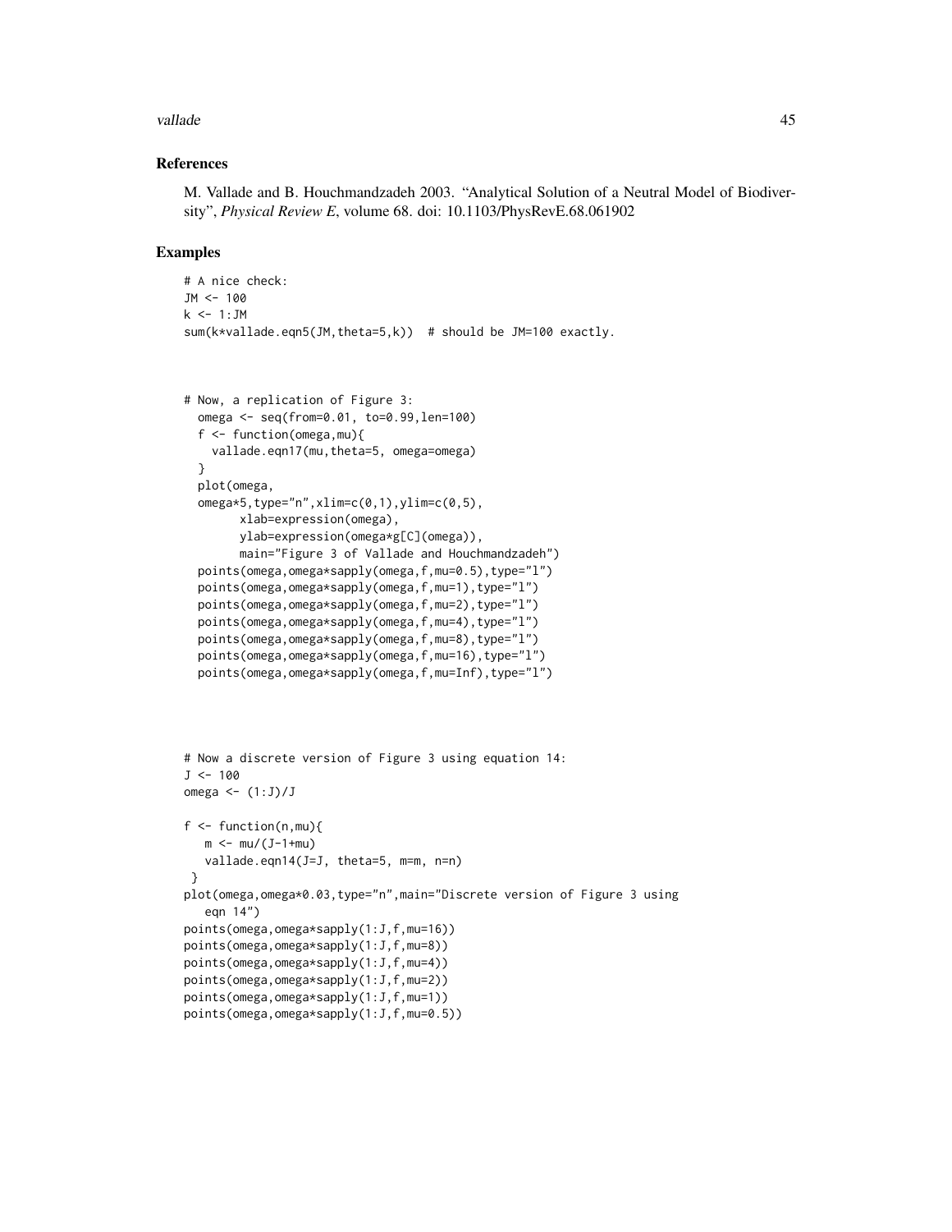## References

M. Vallade and B. Houchmandzadeh 2003. "Analytical Solution of a Neutral Model of Biodiversity", *Physical Review E*, volume 68. doi: 10.1103/PhysRevE.68.061902

## Examples

```
# A nice check:
JM <- 100
k <- 1:JM
sum(k*vallade.eqn5(JM,theta=5,k))  # should be JM=100 exactly.



# Now, a replication of Figure 3:
  omega <- seq(from=0.01, to=0.99,len=100)
  f <- function(omega,mu){
    vallade.eqn17(mu,theta=5, omega=omega)
  }
  plot(omega,
  omega*5,type="n",xlim=c(0,1),ylim=c(0,5),
        xlab=expression(omega),
        ylab=expression(omega*g[C](omega)),
        main="Figure 3 of Vallade and Houchmandzadeh")
  points(omega,omega*sapply(omega,f,mu=0.5),type="l")
  points(omega,omega*sapply(omega,f,mu=1),type="l")
  points(omega,omega*sapply(omega,f,mu=2),type="l")
  points(omega,omega*sapply(omega,f,mu=4),type="l")
  points(omega,omega*sapply(omega,f,mu=8),type="l")
  points(omega,omega*sapply(omega,f,mu=16),type="l")
  points(omega,omega*sapply(omega,f,mu=Inf),type="l")




# Now a discrete version of Figure 3 using equation 14:
J <- 100
omega <- (1:J)/J

f <- function(n,mu){
   m <- mu/(J-1+mu)
   vallade.eqn14(J=J, theta=5, m=m, n=n)
 }
plot(omega,omega*0.03,type="n",main="Discrete version of Figure 3 using
   eqn 14")
points(omega,omega*sapply(1:J,f,mu=16))
points(omega,omega*sapply(1:J,f,mu=8))
points(omega,omega*sapply(1:J,f,mu=4))
points(omega,omega*sapply(1:J,f,mu=2))
points(omega,omega*sapply(1:J,f,mu=1))
points(omega,omega*sapply(1:J,f,mu=0.5))
```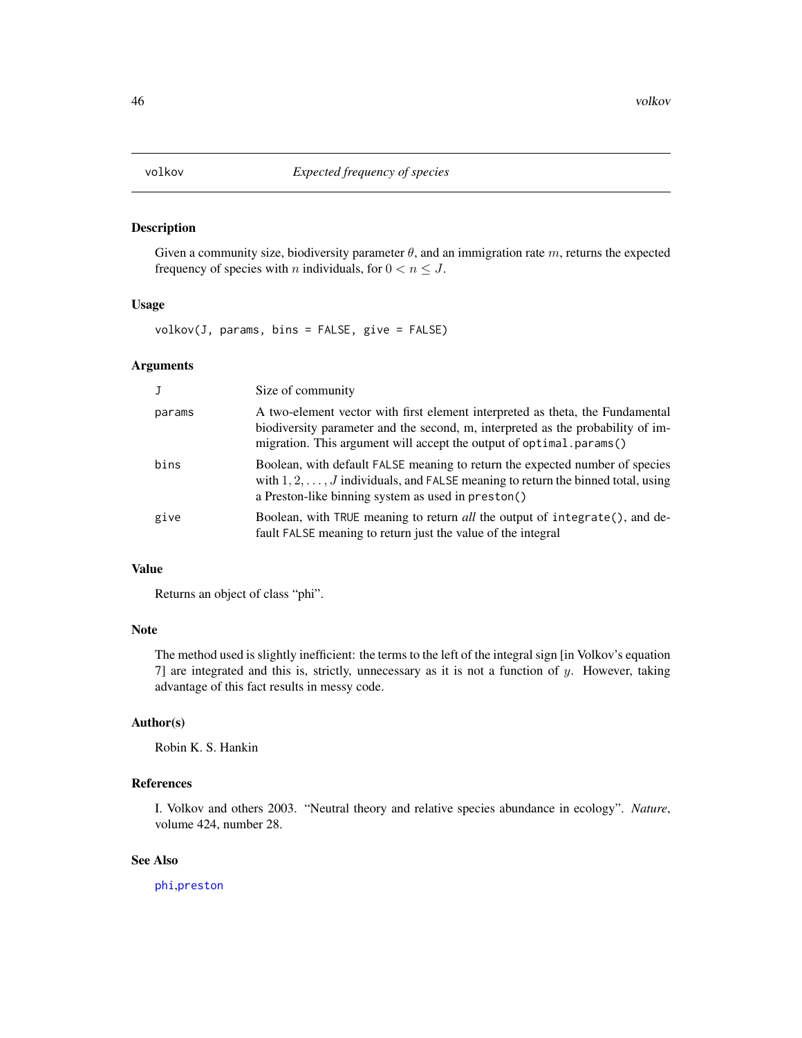# volkov — *Expected frequency of species*

## Description

Given a community size, biodiversity parameter $\theta$, and an immigration rate $m$, returns the expected frequency of species with $n$ individuals, for $0 < n \leq J$.

## Usage

```
volkov(J, params, bins = FALSE, give = FALSE)
```

## Arguments

| Argument | Description |
|---|---|
| `J` | Size of community |
| `params` | A two-element vector with first element interpreted as theta, the Fundamental biodiversity parameter and the second, m, interpreted as the probability of immigration. This argument will accept the output of `optimal.params()` |
| `bins` | Boolean, with default `FALSE` meaning to return the expected number of species with $1, 2, \ldots, J$ individuals, and `FALSE` meaning to return the binned total, using a Preston-like binning system as used in `preston()` |
| `give` | Boolean, with `TRUE` meaning to return *all* the output of `integrate()`, and default `FALSE` meaning to return just the value of the integral |

## Value

Returns an object of class "phi".

## Note

The method used is slightly inefficient: the terms to the left of the integral sign [in Volkov's equation 7] are integrated and this is, strictly, unnecessary as it is not a function of $y$. However, taking advantage of this fact results in messy code.

## Author(s)

Robin K. S. Hankin

## References

I. Volkov and others 2003. "Neutral theory and relative species abundance in ecology". *Nature*, volume 424, number 28.

## See Also

phi,preston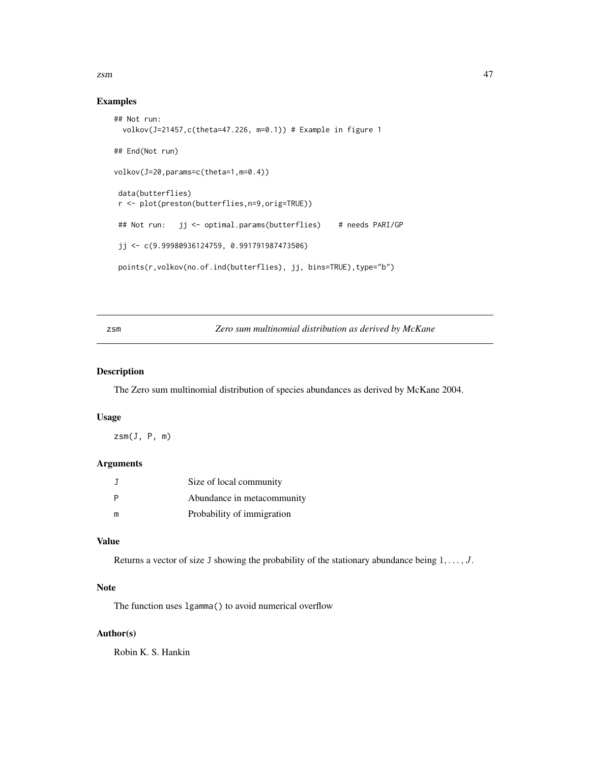## Examples

```
## Not run:
  volkov(J=21457,c(theta=47.226, m=0.1)) # Example in figure 1

## End(Not run)

volkov(J=20,params=c(theta=1,m=0.4))

 data(butterflies)
 r <- plot(preston(butterflies,n=9,orig=TRUE))

 ## Not run:   jj <- optimal.params(butterflies)    # needs PARI/GP

 jj <- c(9.99980936124759, 0.991791987473506)

 points(r,volkov(no.of.ind(butterflies), jj, bins=TRUE),type="b")
```

---

# zsm — *Zero sum multinomial distribution as derived by McKane*

## Description

The Zero sum multinomial distribution of species abundances as derived by McKane 2004.

## Usage

```
zsm(J, P, m)
```

## Arguments

| | |
|---|---|
| J | Size of local community |
| P | Abundance in metacommunity |
| m | Probability of immigration |

## Value

Returns a vector of size J showing the probability of the stationary abundance being $1, \ldots, J$.

## Note

The function uses `lgamma()` to avoid numerical overflow

## Author(s)

Robin K. S. Hankin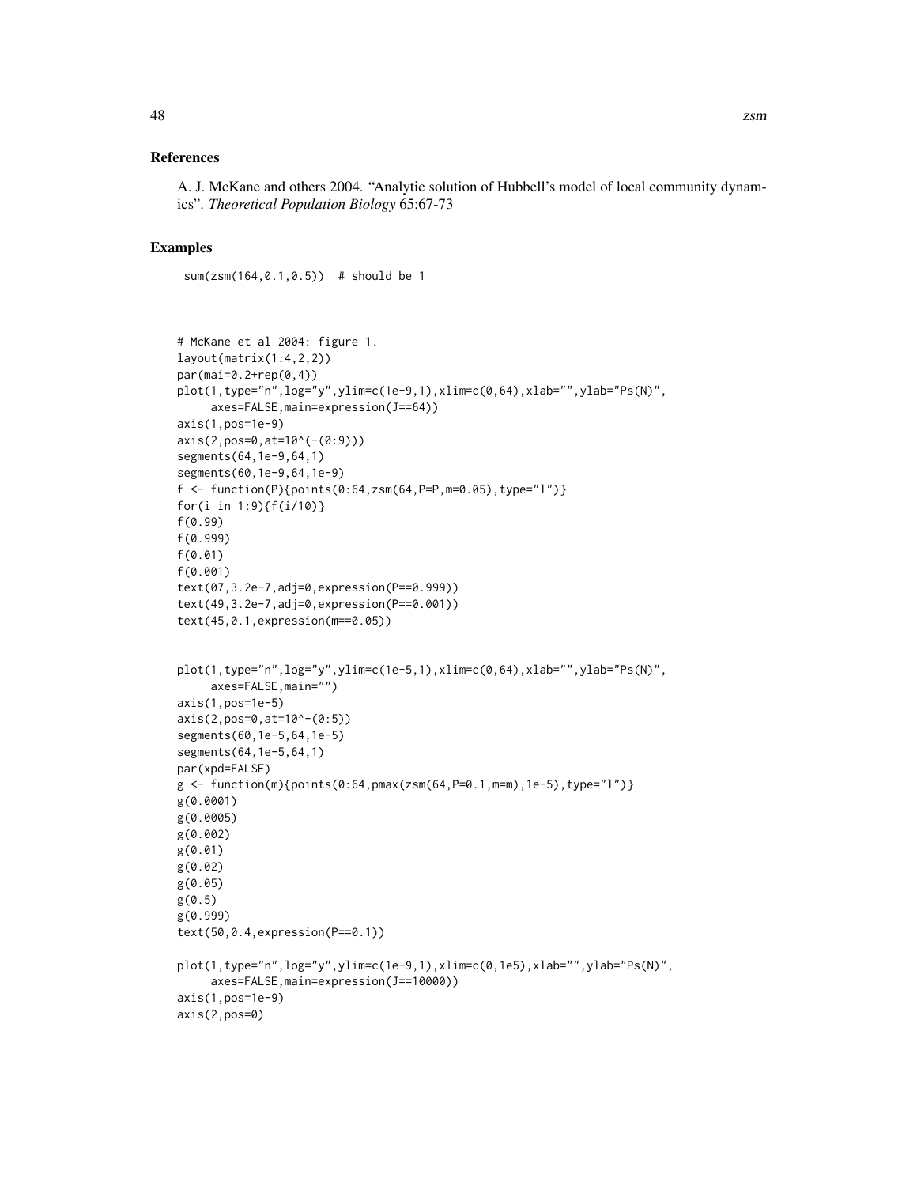## References

A. J. McKane and others 2004. "Analytic solution of Hubbell's model of local community dynamics". *Theoretical Population Biology* 65:67-73

## Examples

```
 sum(zsm(164,0.1,0.5))  # should be 1



# McKane et al 2004: figure 1.
layout(matrix(1:4,2,2))
par(mai=0.2+rep(0,4))
plot(1,type="n",log="y",ylim=c(1e-9,1),xlim=c(0,64),xlab="",ylab="Ps(N)",
     axes=FALSE,main=expression(J==64))
axis(1,pos=1e-9)
axis(2,pos=0,at=10^(-(0:9)))
segments(64,1e-9,64,1)
segments(60,1e-9,64,1e-9)
f <- function(P){points(0:64,zsm(64,P=P,m=0.05),type="l")}
for(i in 1:9){f(i/10)}
f(0.99)
f(0.999)
f(0.01)
f(0.001)
text(07,3.2e-7,adj=0,expression(P==0.999))
text(49,3.2e-7,adj=0,expression(P==0.001))
text(45,0.1,expression(m==0.05))


plot(1,type="n",log="y",ylim=c(1e-5,1),xlim=c(0,64),xlab="",ylab="Ps(N)",
     axes=FALSE,main="")
axis(1,pos=1e-5)
axis(2,pos=0,at=10^-(0:5))
segments(60,1e-5,64,1e-5)
segments(64,1e-5,64,1)
par(xpd=FALSE)
g <- function(m){points(0:64,pmax(zsm(64,P=0.1,m=m),1e-5),type="l")}
g(0.0001)
g(0.0005)
g(0.002)
g(0.01)
g(0.02)
g(0.05)
g(0.5)
g(0.999)
text(50,0.4,expression(P==0.1))

plot(1,type="n",log="y",ylim=c(1e-9,1),xlim=c(0,1e5),xlab="",ylab="Ps(N)",
     axes=FALSE,main=expression(J==10000))
axis(1,pos=1e-9)
axis(2,pos=0)
```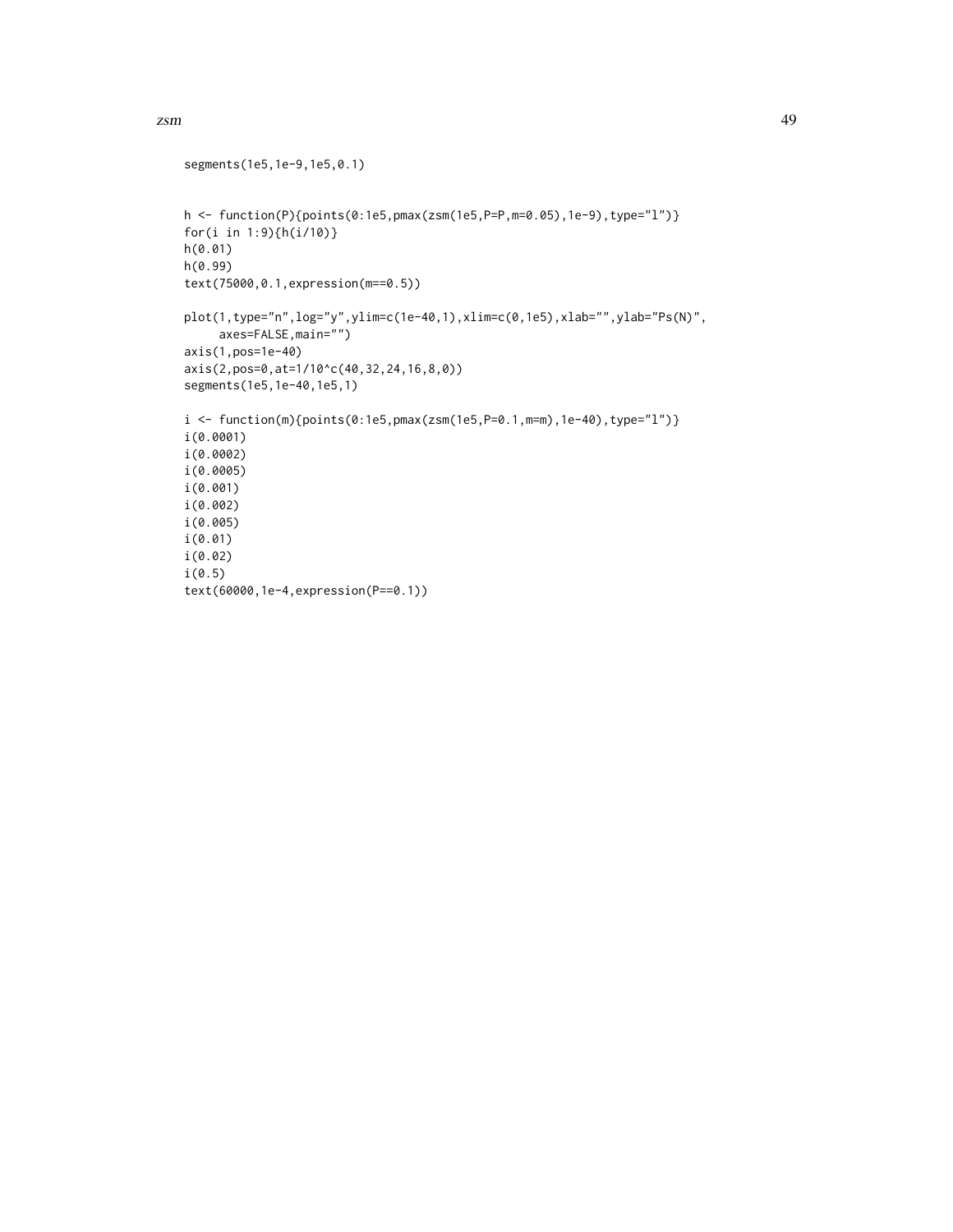```
segments(1e5,1e-9,1e5,0.1)


h <- function(P){points(0:1e5,pmax(zsm(1e5,P=P,m=0.05),1e-9),type="l")}
for(i in 1:9){h(i/10)}
h(0.01)
h(0.99)
text(75000,0.1,expression(m==0.5))

plot(1,type="n",log="y",ylim=c(1e-40,1),xlim=c(0,1e5),xlab="",ylab="Ps(N)",
     axes=FALSE,main="")
axis(1,pos=1e-40)
axis(2,pos=0,at=1/10^c(40,32,24,16,8,0))
segments(1e5,1e-40,1e5,1)

i <- function(m){points(0:1e5,pmax(zsm(1e5,P=0.1,m=m),1e-40),type="l")}
i(0.0001)
i(0.0002)
i(0.0005)
i(0.001)
i(0.002)
i(0.005)
i(0.01)
i(0.02)
i(0.5)
text(60000,1e-4,expression(P==0.1))
```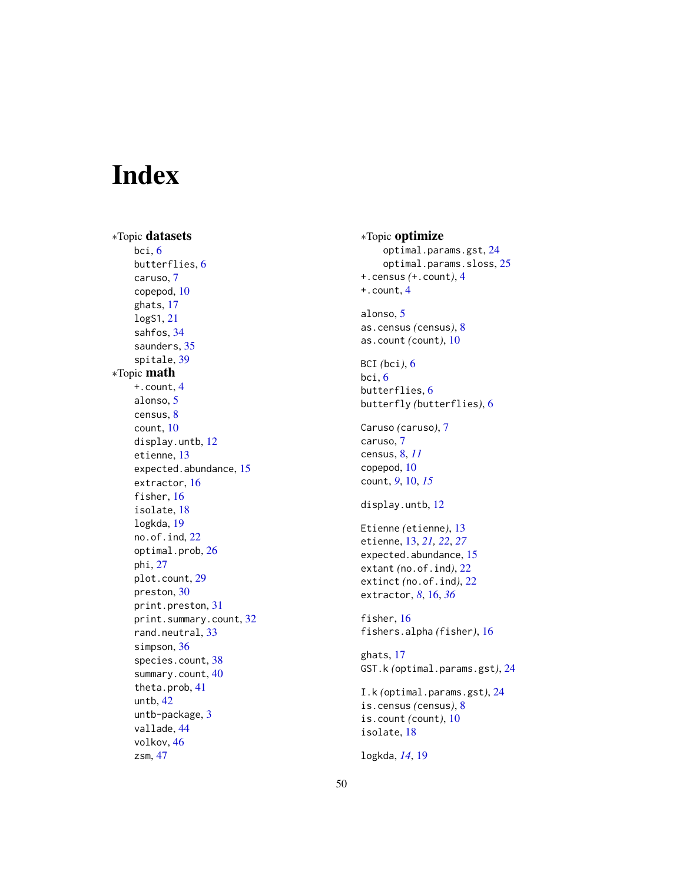# Index

∗Topic **datasets**
- bci, 6
- butterflies, 6
- caruso, 7
- copepod, 10
- ghats, 17
- logS1, 21
- sahfos, 34
- saunders, 35
- spitale, 39

∗Topic **math**
- +.count, 4
- alonso, 5
- census, 8
- count, 10
- display.untb, 12
- etienne, 13
- expected.abundance, 15
- extractor, 16
- fisher, 16
- isolate, 18
- logkda, 19
- no.of.ind, 22
- optimal.prob, 26
- phi, 27
- plot.count, 29
- preston, 30
- print.preston, 31
- print.summary.count, 32
- rand.neutral, 33
- simpson, 36
- species.count, 38
- summary.count, 40
- theta.prob, 41
- untb, 42
- untb-package, 3
- vallade, 44
- volkov, 46
- zsm, 47

∗Topic **optimize**
- optimal.params.gst, 24
- optimal.params.sloss, 25

+.census (+.count), 4
+.count, 4

alonso, 5
as.census (census), 8
as.count (count), 10

BCI (bci), 6
bci, 6
butterflies, 6
butterfly (butterflies), 6

Caruso (caruso), 7
caruso, 7
census, 8, *11*
copepod, 10
count, *9*, 10, *15*

display.untb, 12

Etienne (etienne), 13
etienne, 13, *21*, *22*, *27*
expected.abundance, 15
extant (no.of.ind), 22
extinct (no.of.ind), 22
extractor, *8*, 16, *36*

fisher, 16
fishers.alpha (fisher), 16

ghats, 17
GST.k (optimal.params.gst), 24

I.k (optimal.params.gst), 24
is.census (census), 8
is.count (count), 10
isolate, 18

logkda, *14*, 19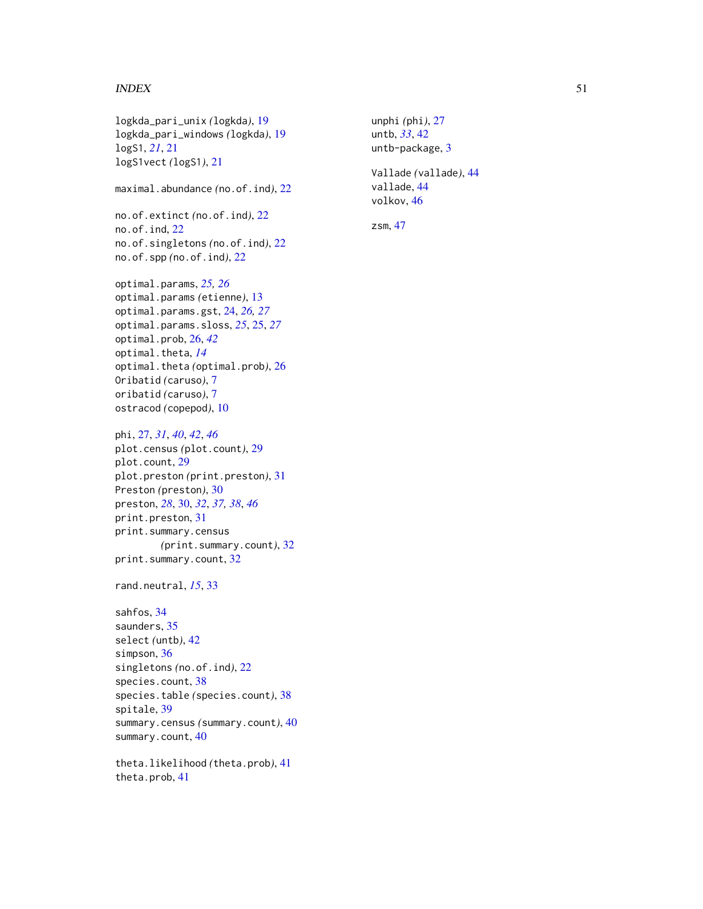logkda_pari_unix *(logkda)*, 19
logkda_pari_windows *(logkda)*, 19
logS1, *21*, 21
logS1vect *(logS1)*, 21

maximal.abundance *(no.of.ind)*, 22

no.of.extinct *(no.of.ind)*, 22
no.of.ind, 22
no.of.singletons *(no.of.ind)*, 22
no.of.spp *(no.of.ind)*, 22

optimal.params, *25, 26*
optimal.params *(etienne)*, 13
optimal.params.gst, 24, *26, 27*
optimal.params.sloss, *25*, 25, *27*
optimal.prob, 26, *42*
optimal.theta, *14*
optimal.theta *(optimal.prob)*, 26
Oribatid *(caruso)*, 7
oribatid *(caruso)*, 7
ostracod *(copepod)*, 10

phi, 27, *31*, *40*, *42*, *46*
plot.census *(plot.count)*, 29
plot.count, 29
plot.preston *(print.preston)*, 31
Preston *(preston)*, 30
preston, *28*, 30, *32*, *37, 38*, *46*
print.preston, 31
print.summary.census *(print.summary.count)*, 32
print.summary.count, 32

rand.neutral, *15*, 33

sahfos, 34
saunders, 35
select *(untb)*, 42
simpson, 36
singletons *(no.of.ind)*, 22
species.count, 38
species.table *(species.count)*, 38
spitale, 39
summary.census *(summary.count)*, 40
summary.count, 40

theta.likelihood *(theta.prob)*, 41
theta.prob, 41

unphi *(phi)*, 27
untb, *33*, 42
untb-package, 3

Vallade *(vallade)*, 44
vallade, 44
volkov, 46

zsm, 47